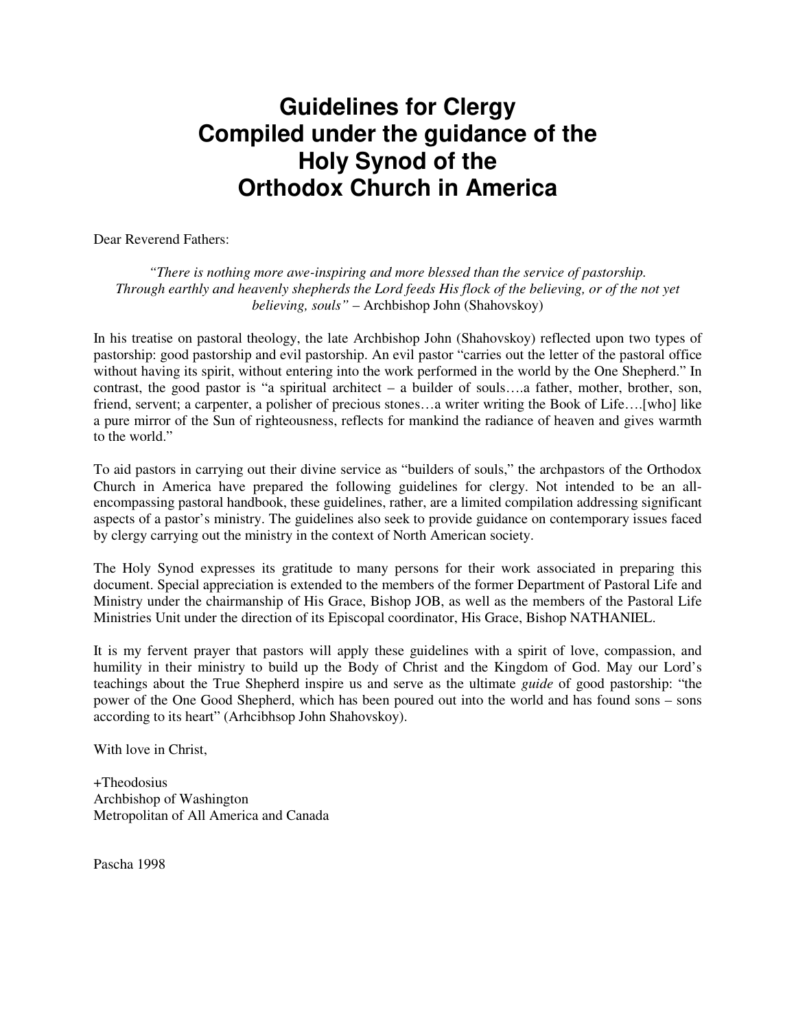# Guidelines for Clergy
# Compiled under the guidance of the Holy Synod of the Orthodox Church in America

Dear Reverend Fathers:

*"There is nothing more awe-inspiring and more blessed than the service of pastorship. Through earthly and heavenly shepherds the Lord feeds His flock of the believing, or of the not yet believing, souls"* – Archbishop John (Shahovskoy)

In his treatise on pastoral theology, the late Archbishop John (Shahovskoy) reflected upon two types of pastorship: good pastorship and evil pastorship. An evil pastor "carries out the letter of the pastoral office without having its spirit, without entering into the work performed in the world by the One Shepherd." In contrast, the good pastor is "a spiritual architect – a builder of souls….a father, mother, brother, son, friend, servent; a carpenter, a polisher of precious stones…a writer writing the Book of Life….[who] like a pure mirror of the Sun of righteousness, reflects for mankind the radiance of heaven and gives warmth to the world."

To aid pastors in carrying out their divine service as "builders of souls," the archpastors of the Orthodox Church in America have prepared the following guidelines for clergy. Not intended to be an all-encompassing pastoral handbook, these guidelines, rather, are a limited compilation addressing significant aspects of a pastor's ministry. The guidelines also seek to provide guidance on contemporary issues faced by clergy carrying out the ministry in the context of North American society.

The Holy Synod expresses its gratitude to many persons for their work associated in preparing this document. Special appreciation is extended to the members of the former Department of Pastoral Life and Ministry under the chairmanship of His Grace, Bishop JOB, as well as the members of the Pastoral Life Ministries Unit under the direction of its Episcopal coordinator, His Grace, Bishop NATHANIEL.

It is my fervent prayer that pastors will apply these guidelines with a spirit of love, compassion, and humility in their ministry to build up the Body of Christ and the Kingdom of God. May our Lord's teachings about the True Shepherd inspire us and serve as the ultimate *guide* of good pastorship: "the power of the One Good Shepherd, which has been poured out into the world and has found sons – sons according to its heart" (Arhcibhsop John Shahovskoy).

With love in Christ,

+Theodosius  
Archbishop of Washington  
Metropolitan of All America and Canada

Pascha 1998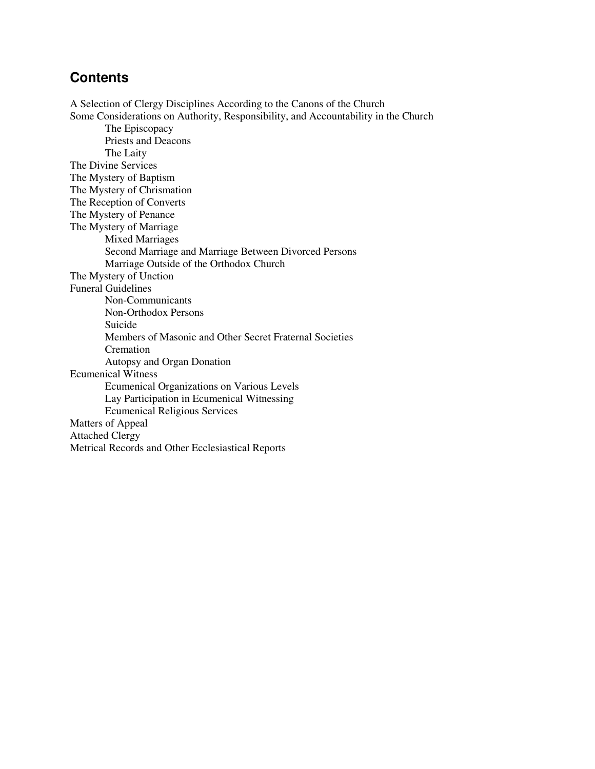## Contents

- A Selection of Clergy Disciplines According to the Canons of the Church
- Some Considerations on Authority, Responsibility, and Accountability in the Church
  - The Episcopacy
  - Priests and Deacons
  - The Laity
- The Divine Services
- The Mystery of Baptism
- The Mystery of Chrismation
- The Reception of Converts
- The Mystery of Penance
- The Mystery of Marriage
  - Mixed Marriages
  - Second Marriage and Marriage Between Divorced Persons
  - Marriage Outside of the Orthodox Church
- The Mystery of Unction
- Funeral Guidelines
  - Non-Communicants
  - Non-Orthodox Persons
  - Suicide
  - Members of Masonic and Other Secret Fraternal Societies
  - Cremation
  - Autopsy and Organ Donation
- Ecumenical Witness
  - Ecumenical Organizations on Various Levels
  - Lay Participation in Ecumenical Witnessing
  - Ecumenical Religious Services
- Matters of Appeal
- Attached Clergy
- Metrical Records and Other Ecclesiastical Reports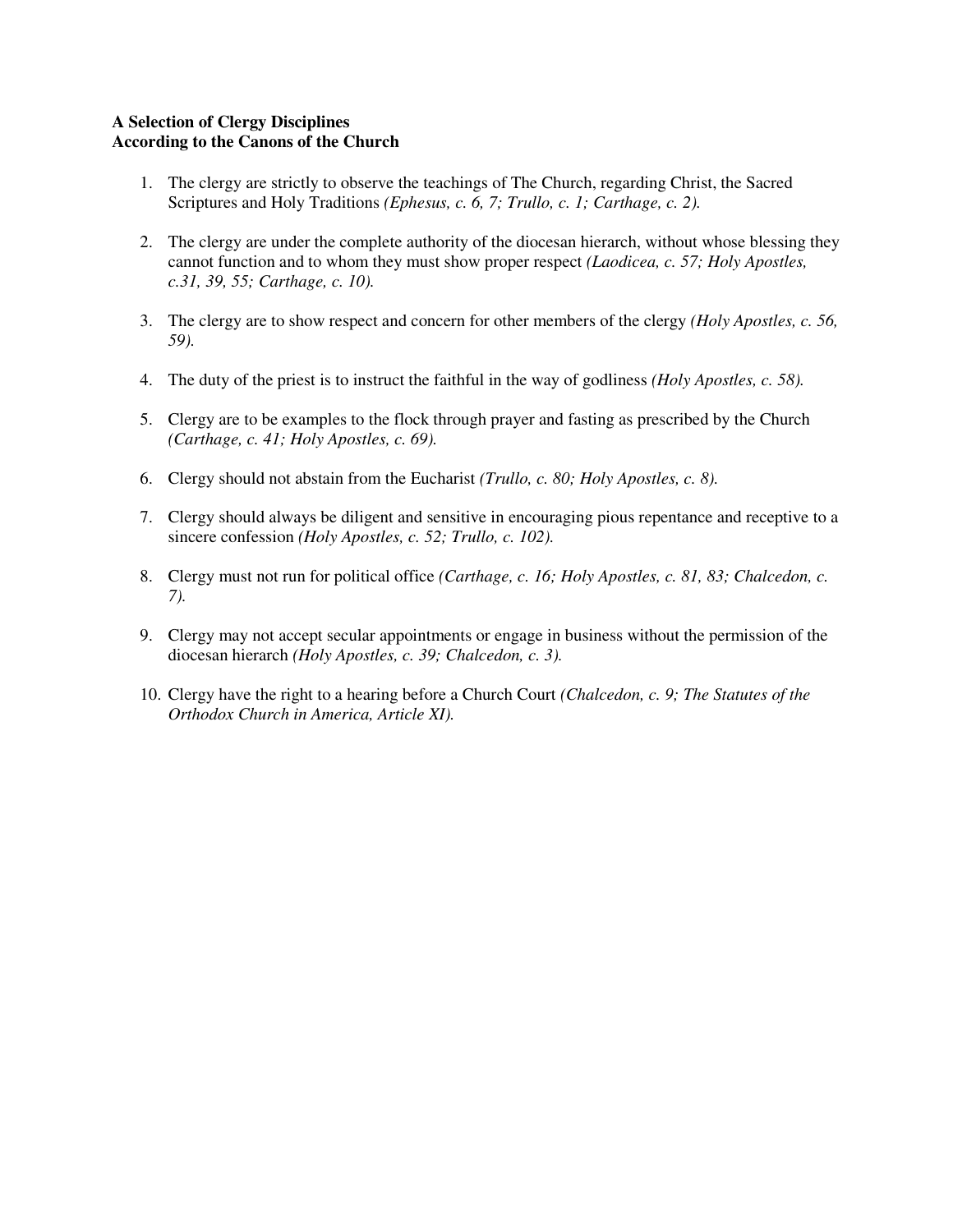**A Selection of Clergy Disciplines**
**According to the Canons of the Church**

1. The clergy are strictly to observe the teachings of The Church, regarding Christ, the Sacred Scriptures and Holy Traditions *(Ephesus, c. 6, 7; Trullo, c. 1; Carthage, c. 2).*

2. The clergy are under the complete authority of the diocesan hierarch, without whose blessing they cannot function and to whom they must show proper respect *(Laodicea, c. 57; Holy Apostles, c.31, 39, 55; Carthage, c. 10).*

3. The clergy are to show respect and concern for other members of the clergy *(Holy Apostles, c. 56, 59).*

4. The duty of the priest is to instruct the faithful in the way of godliness *(Holy Apostles, c. 58).*

5. Clergy are to be examples to the flock through prayer and fasting as prescribed by the Church *(Carthage, c. 41; Holy Apostles, c. 69).*

6. Clergy should not abstain from the Eucharist *(Trullo, c. 80; Holy Apostles, c. 8).*

7. Clergy should always be diligent and sensitive in encouraging pious repentance and receptive to a sincere confession *(Holy Apostles, c. 52; Trullo, c. 102).*

8. Clergy must not run for political office *(Carthage, c. 16; Holy Apostles, c. 81, 83; Chalcedon, c. 7).*

9. Clergy may not accept secular appointments or engage in business without the permission of the diocesan hierarch *(Holy Apostles, c. 39; Chalcedon, c. 3).*

10. Clergy have the right to a hearing before a Church Court *(Chalcedon, c. 9; The Statutes of the Orthodox Church in America, Article XI).*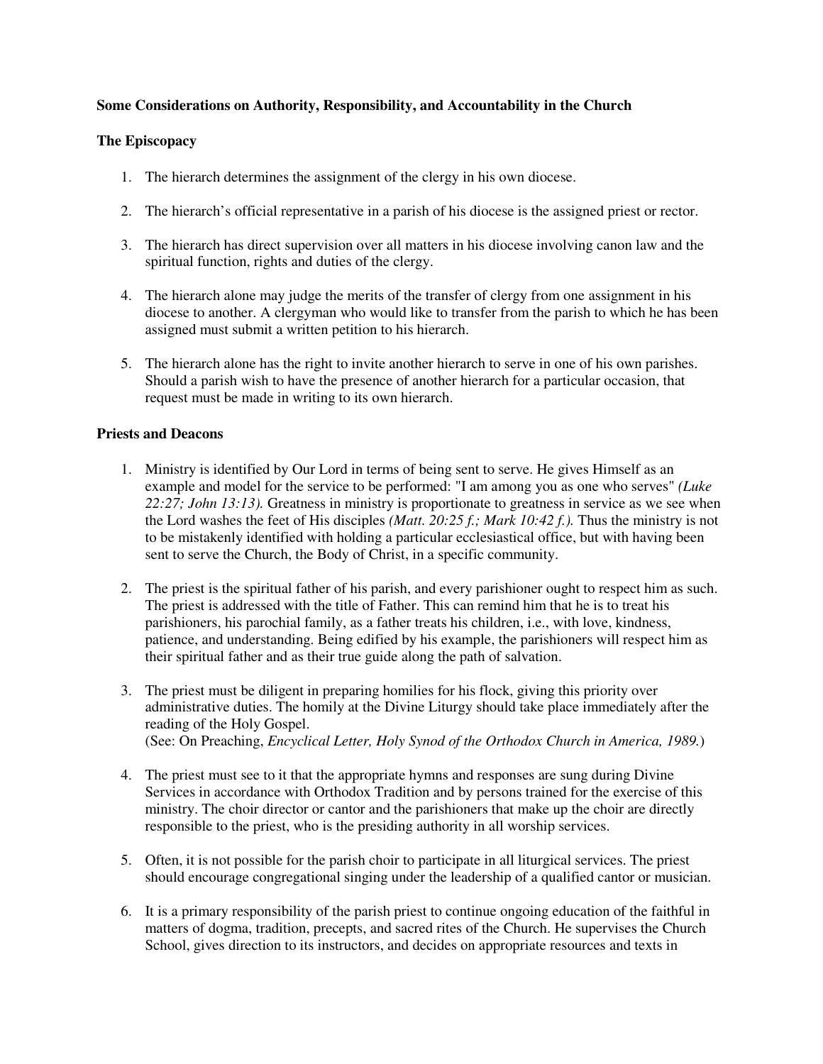**Some Considerations on Authority, Responsibility, and Accountability in the Church**

**The Episcopacy**

1. The hierarch determines the assignment of the clergy in his own diocese.

2. The hierarch's official representative in a parish of his diocese is the assigned priest or rector.

3. The hierarch has direct supervision over all matters in his diocese involving canon law and the spiritual function, rights and duties of the clergy.

4. The hierarch alone may judge the merits of the transfer of clergy from one assignment in his diocese to another. A clergyman who would like to transfer from the parish to which he has been assigned must submit a written petition to his hierarch.

5. The hierarch alone has the right to invite another hierarch to serve in one of his own parishes. Should a parish wish to have the presence of another hierarch for a particular occasion, that request must be made in writing to its own hierarch.

**Priests and Deacons**

1. Ministry is identified by Our Lord in terms of being sent to serve. He gives Himself as an example and model for the service to be performed: "I am among you as one who serves" *(Luke 22:27; John 13:13).* Greatness in ministry is proportionate to greatness in service as we see when the Lord washes the feet of His disciples *(Matt. 20:25 f.; Mark 10:42 f.).* Thus the ministry is not to be mistakenly identified with holding a particular ecclesiastical office, but with having been sent to serve the Church, the Body of Christ, in a specific community.

2. The priest is the spiritual father of his parish, and every parishioner ought to respect him as such. The priest is addressed with the title of Father. This can remind him that he is to treat his parishioners, his parochial family, as a father treats his children, i.e., with love, kindness, patience, and understanding. Being edified by his example, the parishioners will respect him as their spiritual father and as their true guide along the path of salvation.

3. The priest must be diligent in preparing homilies for his flock, giving this priority over administrative duties. The homily at the Divine Liturgy should take place immediately after the reading of the Holy Gospel.
(See: On Preaching, *Encyclical Letter, Holy Synod of the Orthodox Church in America, 1989.*)

4. The priest must see to it that the appropriate hymns and responses are sung during Divine Services in accordance with Orthodox Tradition and by persons trained for the exercise of this ministry. The choir director or cantor and the parishioners that make up the choir are directly responsible to the priest, who is the presiding authority in all worship services.

5. Often, it is not possible for the parish choir to participate in all liturgical services. The priest should encourage congregational singing under the leadership of a qualified cantor or musician.

6. It is a primary responsibility of the parish priest to continue ongoing education of the faithful in matters of dogma, tradition, precepts, and sacred rites of the Church. He supervises the Church School, gives direction to its instructors, and decides on appropriate resources and texts in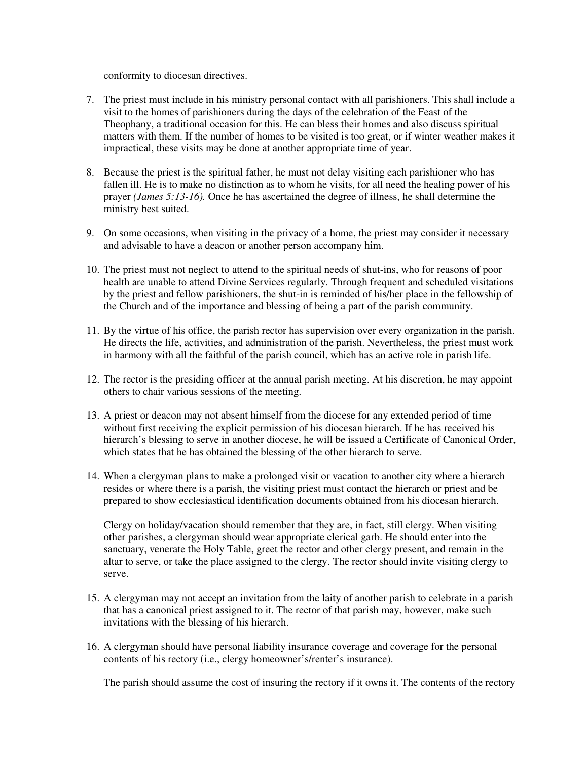conformity to diocesan directives.

7. The priest must include in his ministry personal contact with all parishioners. This shall include a visit to the homes of parishioners during the days of the celebration of the Feast of the Theophany, a traditional occasion for this. He can bless their homes and also discuss spiritual matters with them. If the number of homes to be visited is too great, or if winter weather makes it impractical, these visits may be done at another appropriate time of year.

8. Because the priest is the spiritual father, he must not delay visiting each parishioner who has fallen ill. He is to make no distinction as to whom he visits, for all need the healing power of his prayer *(James 5:13-16).* Once he has ascertained the degree of illness, he shall determine the ministry best suited.

9. On some occasions, when visiting in the privacy of a home, the priest may consider it necessary and advisable to have a deacon or another person accompany him.

10. The priest must not neglect to attend to the spiritual needs of shut-ins, who for reasons of poor health are unable to attend Divine Services regularly. Through frequent and scheduled visitations by the priest and fellow parishioners, the shut-in is reminded of his/her place in the fellowship of the Church and of the importance and blessing of being a part of the parish community.

11. By the virtue of his office, the parish rector has supervision over every organization in the parish. He directs the life, activities, and administration of the parish. Nevertheless, the priest must work in harmony with all the faithful of the parish council, which has an active role in parish life.

12. The rector is the presiding officer at the annual parish meeting. At his discretion, he may appoint others to chair various sessions of the meeting.

13. A priest or deacon may not absent himself from the diocese for any extended period of time without first receiving the explicit permission of his diocesan hierarch. If he has received his hierarch's blessing to serve in another diocese, he will be issued a Certificate of Canonical Order, which states that he has obtained the blessing of the other hierarch to serve.

14. When a clergyman plans to make a prolonged visit or vacation to another city where a hierarch resides or where there is a parish, the visiting priest must contact the hierarch or priest and be prepared to show ecclesiastical identification documents obtained from his diocesan hierarch.

    Clergy on holiday/vacation should remember that they are, in fact, still clergy. When visiting other parishes, a clergyman should wear appropriate clerical garb. He should enter into the sanctuary, venerate the Holy Table, greet the rector and other clergy present, and remain in the altar to serve, or take the place assigned to the clergy. The rector should invite visiting clergy to serve.

15. A clergyman may not accept an invitation from the laity of another parish to celebrate in a parish that has a canonical priest assigned to it. The rector of that parish may, however, make such invitations with the blessing of his hierarch.

16. A clergyman should have personal liability insurance coverage and coverage for the personal contents of his rectory (i.e., clergy homeowner's/renter's insurance).

    The parish should assume the cost of insuring the rectory if it owns it. The contents of the rectory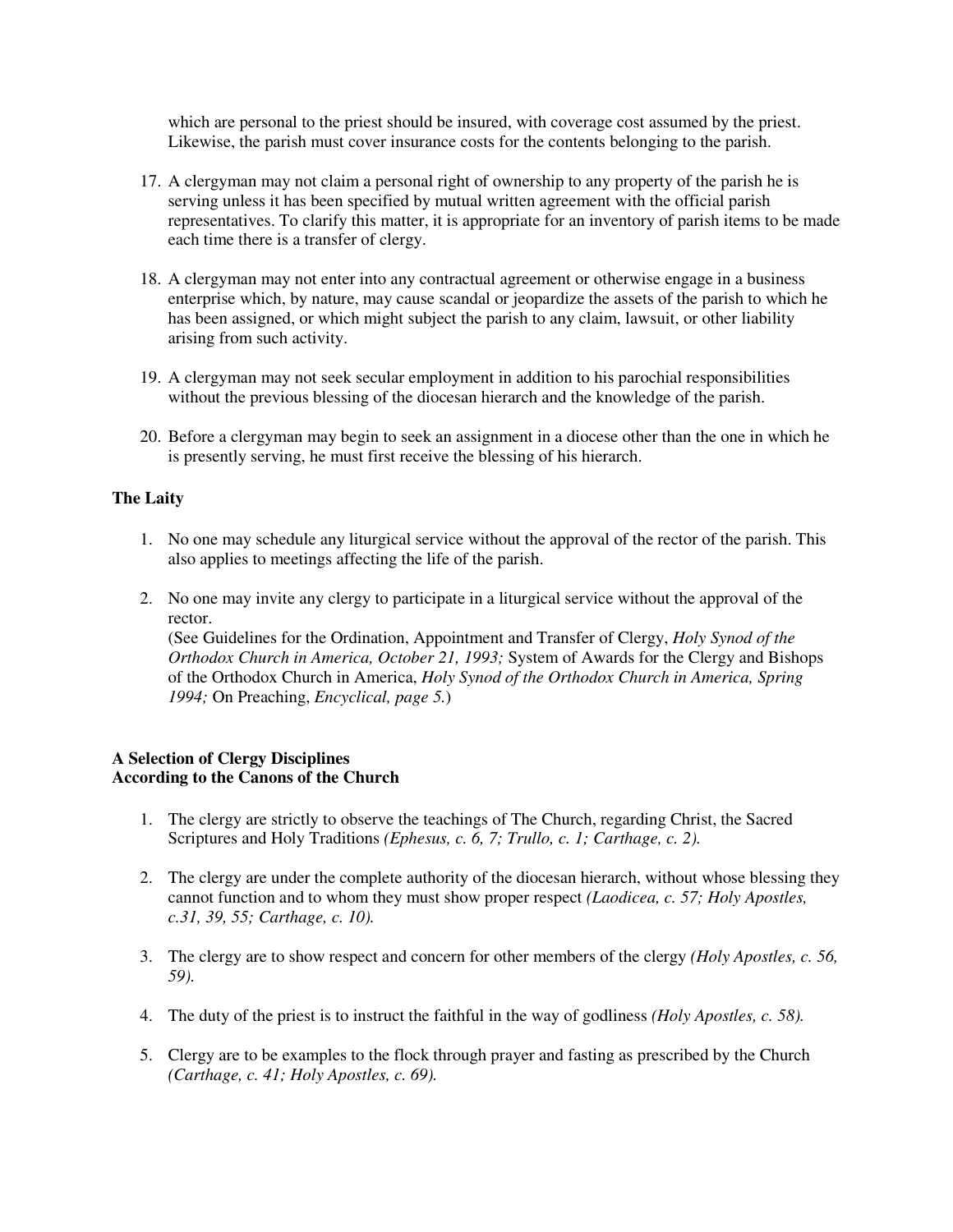which are personal to the priest should be insured, with coverage cost assumed by the priest. Likewise, the parish must cover insurance costs for the contents belonging to the parish.

17. A clergyman may not claim a personal right of ownership to any property of the parish he is serving unless it has been specified by mutual written agreement with the official parish representatives. To clarify this matter, it is appropriate for an inventory of parish items to be made each time there is a transfer of clergy.

18. A clergyman may not enter into any contractual agreement or otherwise engage in a business enterprise which, by nature, may cause scandal or jeopardize the assets of the parish to which he has been assigned, or which might subject the parish to any claim, lawsuit, or other liability arising from such activity.

19. A clergyman may not seek secular employment in addition to his parochial responsibilities without the previous blessing of the diocesan hierarch and the knowledge of the parish.

20. Before a clergyman may begin to seek an assignment in a diocese other than the one in which he is presently serving, he must first receive the blessing of his hierarch.

**The Laity**

1. No one may schedule any liturgical service without the approval of the rector of the parish. This also applies to meetings affecting the life of the parish.

2. No one may invite any clergy to participate in a liturgical service without the approval of the rector.
(See Guidelines for the Ordination, Appointment and Transfer of Clergy, *Holy Synod of the Orthodox Church in America, October 21, 1993;* System of Awards for the Clergy and Bishops of the Orthodox Church in America, *Holy Synod of the Orthodox Church in America, Spring 1994;* On Preaching, *Encyclical, page 5.*)

**A Selection of Clergy Disciplines**
**According to the Canons of the Church**

1. The clergy are strictly to observe the teachings of The Church, regarding Christ, the Sacred Scriptures and Holy Traditions *(Ephesus, c. 6, 7; Trullo, c. 1; Carthage, c. 2).*

2. The clergy are under the complete authority of the diocesan hierarch, without whose blessing they cannot function and to whom they must show proper respect *(Laodicea, c. 57; Holy Apostles, c.31, 39, 55; Carthage, c. 10).*

3. The clergy are to show respect and concern for other members of the clergy *(Holy Apostles, c. 56, 59).*

4. The duty of the priest is to instruct the faithful in the way of godliness *(Holy Apostles, c. 58).*

5. Clergy are to be examples to the flock through prayer and fasting as prescribed by the Church *(Carthage, c. 41; Holy Apostles, c. 69).*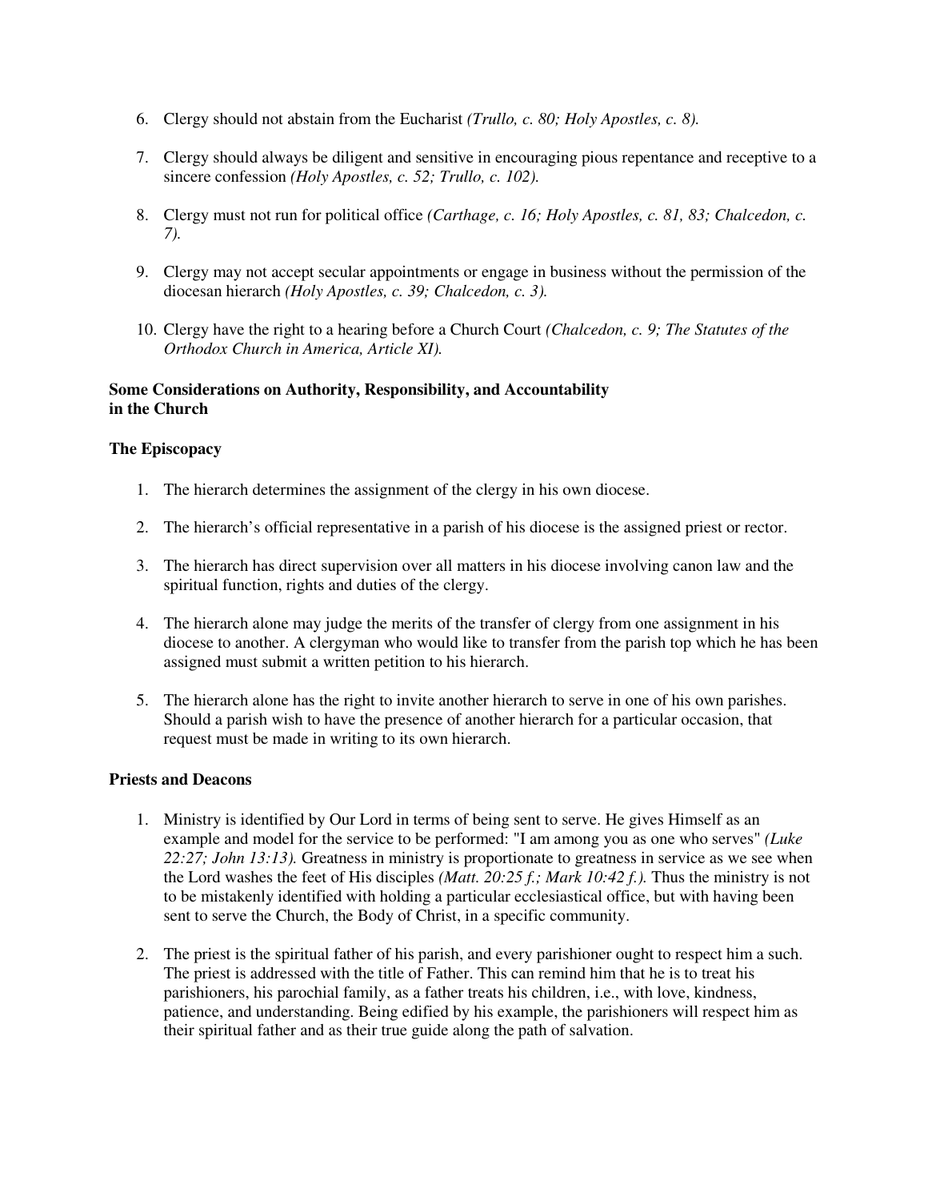6. Clergy should not abstain from the Eucharist *(Trullo, c. 80; Holy Apostles, c. 8).*

7. Clergy should always be diligent and sensitive in encouraging pious repentance and receptive to a sincere confession *(Holy Apostles, c. 52; Trullo, c. 102).*

8. Clergy must not run for political office *(Carthage, c. 16; Holy Apostles, c. 81, 83; Chalcedon, c. 7).*

9. Clergy may not accept secular appointments or engage in business without the permission of the diocesan hierarch *(Holy Apostles, c. 39; Chalcedon, c. 3).*

10. Clergy have the right to a hearing before a Church Court *(Chalcedon, c. 9; The Statutes of the Orthodox Church in America, Article XI).*

**Some Considerations on Authority, Responsibility, and Accountability in the Church**

**The Episcopacy**

1. The hierarch determines the assignment of the clergy in his own diocese.

2. The hierarch's official representative in a parish of his diocese is the assigned priest or rector.

3. The hierarch has direct supervision over all matters in his diocese involving canon law and the spiritual function, rights and duties of the clergy.

4. The hierarch alone may judge the merits of the transfer of clergy from one assignment in his diocese to another. A clergyman who would like to transfer from the parish top which he has been assigned must submit a written petition to his hierarch.

5. The hierarch alone has the right to invite another hierarch to serve in one of his own parishes. Should a parish wish to have the presence of another hierarch for a particular occasion, that request must be made in writing to its own hierarch.

**Priests and Deacons**

1. Ministry is identified by Our Lord in terms of being sent to serve. He gives Himself as an example and model for the service to be performed: "I am among you as one who serves" *(Luke 22:27; John 13:13).* Greatness in ministry is proportionate to greatness in service as we see when the Lord washes the feet of His disciples *(Matt. 20:25 f.; Mark 10:42 f.).* Thus the ministry is not to be mistakenly identified with holding a particular ecclesiastical office, but with having been sent to serve the Church, the Body of Christ, in a specific community.

2. The priest is the spiritual father of his parish, and every parishioner ought to respect him a such. The priest is addressed with the title of Father. This can remind him that he is to treat his parishioners, his parochial family, as a father treats his children, i.e., with love, kindness, patience, and understanding. Being edified by his example, the parishioners will respect him as their spiritual father and as their true guide along the path of salvation.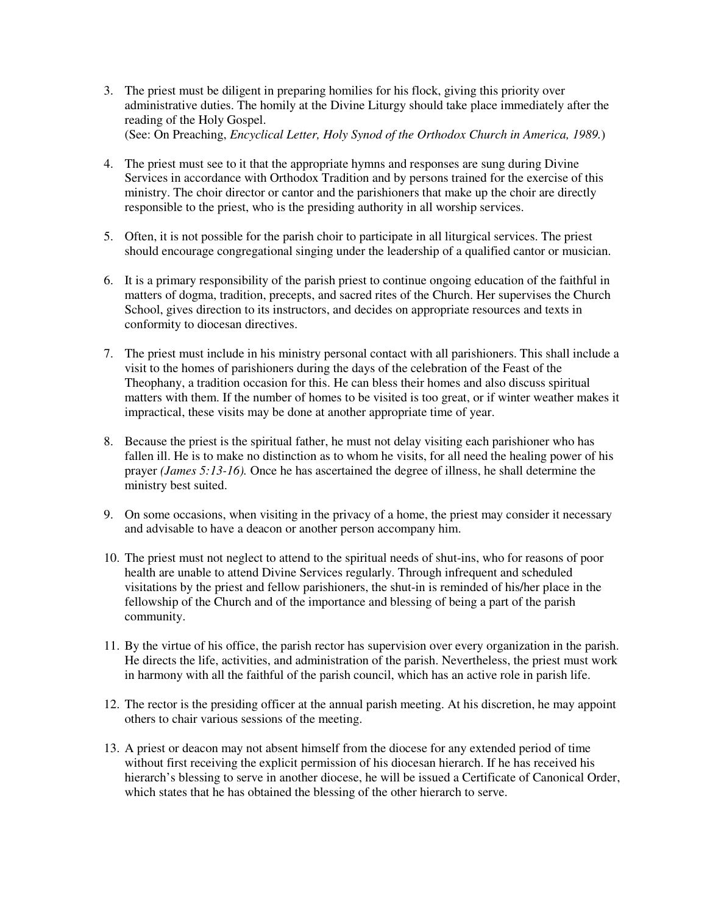3. The priest must be diligent in preparing homilies for his flock, giving this priority over administrative duties. The homily at the Divine Liturgy should take place immediately after the reading of the Holy Gospel.
   (See: On Preaching, *Encyclical Letter, Holy Synod of the Orthodox Church in America, 1989.*)

4. The priest must see to it that the appropriate hymns and responses are sung during Divine Services in accordance with Orthodox Tradition and by persons trained for the exercise of this ministry. The choir director or cantor and the parishioners that make up the choir are directly responsible to the priest, who is the presiding authority in all worship services.

5. Often, it is not possible for the parish choir to participate in all liturgical services. The priest should encourage congregational singing under the leadership of a qualified cantor or musician.

6. It is a primary responsibility of the parish priest to continue ongoing education of the faithful in matters of dogma, tradition, precepts, and sacred rites of the Church. Her supervises the Church School, gives direction to its instructors, and decides on appropriate resources and texts in conformity to diocesan directives.

7. The priest must include in his ministry personal contact with all parishioners. This shall include a visit to the homes of parishioners during the days of the celebration of the Feast of the Theophany, a tradition occasion for this. He can bless their homes and also discuss spiritual matters with them. If the number of homes to be visited is too great, or if winter weather makes it impractical, these visits may be done at another appropriate time of year.

8. Because the priest is the spiritual father, he must not delay visiting each parishioner who has fallen ill. He is to make no distinction as to whom he visits, for all need the healing power of his prayer *(James 5:13-16).* Once he has ascertained the degree of illness, he shall determine the ministry best suited.

9. On some occasions, when visiting in the privacy of a home, the priest may consider it necessary and advisable to have a deacon or another person accompany him.

10. The priest must not neglect to attend to the spiritual needs of shut-ins, who for reasons of poor health are unable to attend Divine Services regularly. Through infrequent and scheduled visitations by the priest and fellow parishioners, the shut-in is reminded of his/her place in the fellowship of the Church and of the importance and blessing of being a part of the parish community.

11. By the virtue of his office, the parish rector has supervision over every organization in the parish. He directs the life, activities, and administration of the parish. Nevertheless, the priest must work in harmony with all the faithful of the parish council, which has an active role in parish life.

12. The rector is the presiding officer at the annual parish meeting. At his discretion, he may appoint others to chair various sessions of the meeting.

13. A priest or deacon may not absent himself from the diocese for any extended period of time without first receiving the explicit permission of his diocesan hierarch. If he has received his hierarch's blessing to serve in another diocese, he will be issued a Certificate of Canonical Order, which states that he has obtained the blessing of the other hierarch to serve.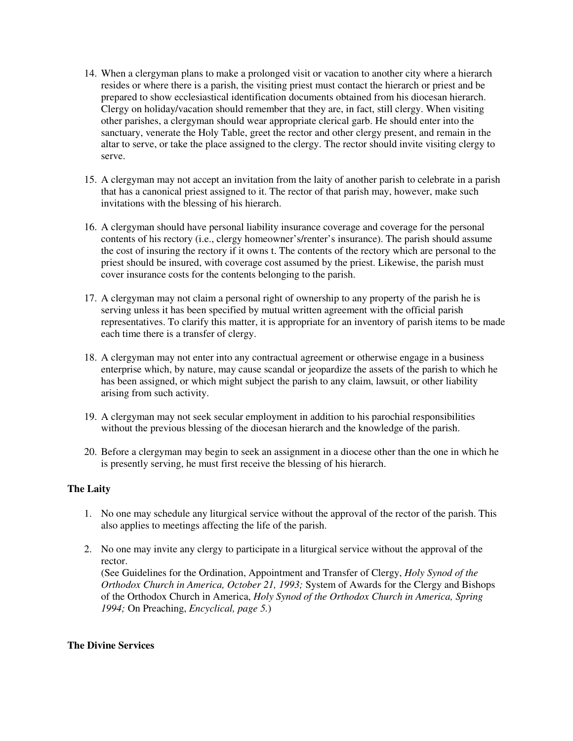14. When a clergyman plans to make a prolonged visit or vacation to another city where a hierarch resides or where there is a parish, the visiting priest must contact the hierarch or priest and be prepared to show ecclesiastical identification documents obtained from his diocesan hierarch. Clergy on holiday/vacation should remember that they are, in fact, still clergy. When visiting other parishes, a clergyman should wear appropriate clerical garb. He should enter into the sanctuary, venerate the Holy Table, greet the rector and other clergy present, and remain in the altar to serve, or take the place assigned to the clergy. The rector should invite visiting clergy to serve.

15. A clergyman may not accept an invitation from the laity of another parish to celebrate in a parish that has a canonical priest assigned to it. The rector of that parish may, however, make such invitations with the blessing of his hierarch.

16. A clergyman should have personal liability insurance coverage and coverage for the personal contents of his rectory (i.e., clergy homeowner's/renter's insurance). The parish should assume the cost of insuring the rectory if it owns t. The contents of the rectory which are personal to the priest should be insured, with coverage cost assumed by the priest. Likewise, the parish must cover insurance costs for the contents belonging to the parish.

17. A clergyman may not claim a personal right of ownership to any property of the parish he is serving unless it has been specified by mutual written agreement with the official parish representatives. To clarify this matter, it is appropriate for an inventory of parish items to be made each time there is a transfer of clergy.

18. A clergyman may not enter into any contractual agreement or otherwise engage in a business enterprise which, by nature, may cause scandal or jeopardize the assets of the parish to which he has been assigned, or which might subject the parish to any claim, lawsuit, or other liability arising from such activity.

19. A clergyman may not seek secular employment in addition to his parochial responsibilities without the previous blessing of the diocesan hierarch and the knowledge of the parish.

20. Before a clergyman may begin to seek an assignment in a diocese other than the one in which he is presently serving, he must first receive the blessing of his hierarch.

**The Laity**

1. No one may schedule any liturgical service without the approval of the rector of the parish. This also applies to meetings affecting the life of the parish.

2. No one may invite any clergy to participate in a liturgical service without the approval of the rector.
   (See Guidelines for the Ordination, Appointment and Transfer of Clergy, *Holy Synod of the Orthodox Church in America, October 21, 1993;* System of Awards for the Clergy and Bishops of the Orthodox Church in America, *Holy Synod of the Orthodox Church in America, Spring 1994;* On Preaching, *Encyclical, page 5.*)

**The Divine Services**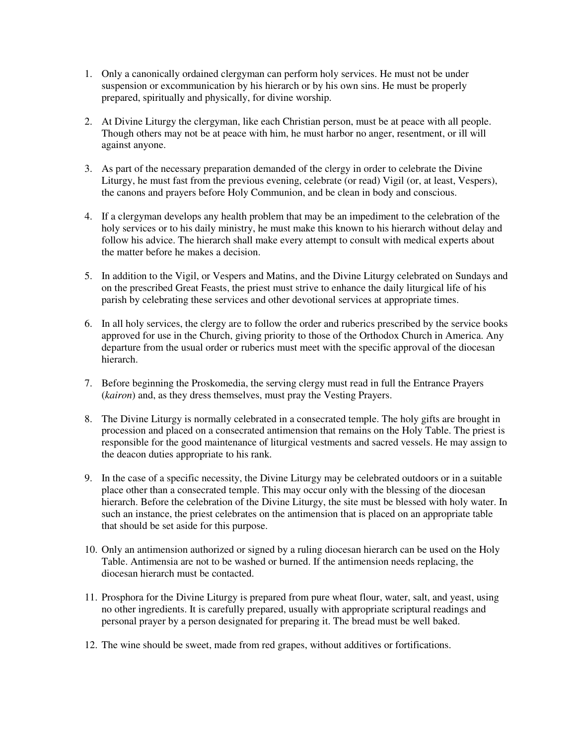1. Only a canonically ordained clergyman can perform holy services. He must not be under suspension or excommunication by his hierarch or by his own sins. He must be properly prepared, spiritually and physically, for divine worship.

2. At Divine Liturgy the clergyman, like each Christian person, must be at peace with all people. Though others may not be at peace with him, he must harbor no anger, resentment, or ill will against anyone.

3. As part of the necessary preparation demanded of the clergy in order to celebrate the Divine Liturgy, he must fast from the previous evening, celebrate (or read) Vigil (or, at least, Vespers), the canons and prayers before Holy Communion, and be clean in body and conscious.

4. If a clergyman develops any health problem that may be an impediment to the celebration of the holy services or to his daily ministry, he must make this known to his hierarch without delay and follow his advice. The hierarch shall make every attempt to consult with medical experts about the matter before he makes a decision.

5. In addition to the Vigil, or Vespers and Matins, and the Divine Liturgy celebrated on Sundays and on the prescribed Great Feasts, the priest must strive to enhance the daily liturgical life of his parish by celebrating these services and other devotional services at appropriate times.

6. In all holy services, the clergy are to follow the order and ruberics prescribed by the service books approved for use in the Church, giving priority to those of the Orthodox Church in America. Any departure from the usual order or ruberics must meet with the specific approval of the diocesan hierarch.

7. Before beginning the Proskomedia, the serving clergy must read in full the Entrance Prayers (*kairon*) and, as they dress themselves, must pray the Vesting Prayers.

8. The Divine Liturgy is normally celebrated in a consecrated temple. The holy gifts are brought in procession and placed on a consecrated antimension that remains on the Holy Table. The priest is responsible for the good maintenance of liturgical vestments and sacred vessels. He may assign to the deacon duties appropriate to his rank.

9. In the case of a specific necessity, the Divine Liturgy may be celebrated outdoors or in a suitable place other than a consecrated temple. This may occur only with the blessing of the diocesan hierarch. Before the celebration of the Divine Liturgy, the site must be blessed with holy water. In such an instance, the priest celebrates on the antimension that is placed on an appropriate table that should be set aside for this purpose.

10. Only an antimension authorized or signed by a ruling diocesan hierarch can be used on the Holy Table. Antimensia are not to be washed or burned. If the antimension needs replacing, the diocesan hierarch must be contacted.

11. Prosphora for the Divine Liturgy is prepared from pure wheat flour, water, salt, and yeast, using no other ingredients. It is carefully prepared, usually with appropriate scriptural readings and personal prayer by a person designated for preparing it. The bread must be well baked.

12. The wine should be sweet, made from red grapes, without additives or fortifications.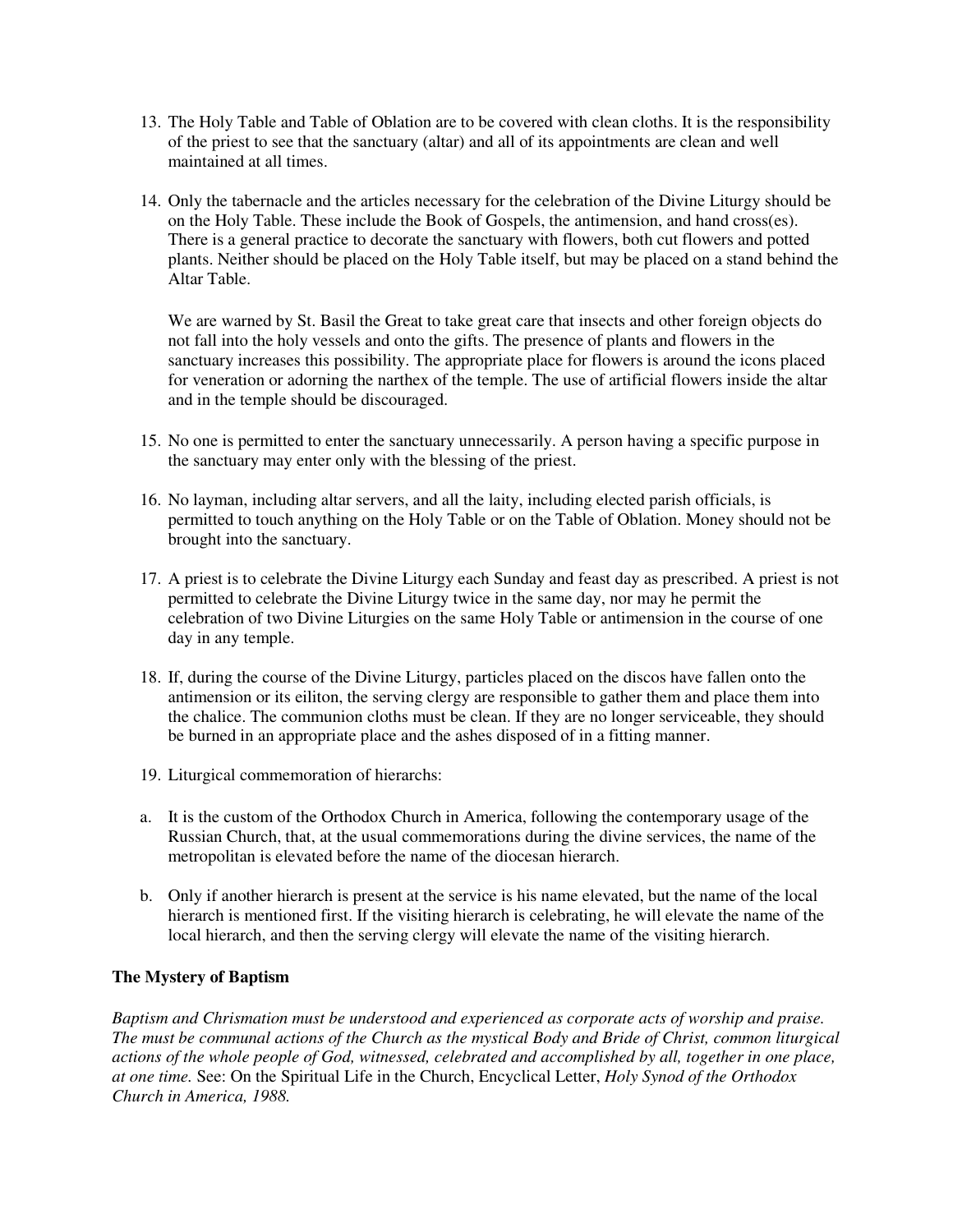13. The Holy Table and Table of Oblation are to be covered with clean cloths. It is the responsibility of the priest to see that the sanctuary (altar) and all of its appointments are clean and well maintained at all times.

14. Only the tabernacle and the articles necessary for the celebration of the Divine Liturgy should be on the Holy Table. These include the Book of Gospels, the antimension, and hand cross(es). There is a general practice to decorate the sanctuary with flowers, both cut flowers and potted plants. Neither should be placed on the Holy Table itself, but may be placed on a stand behind the Altar Table.

    We are warned by St. Basil the Great to take great care that insects and other foreign objects do not fall into the holy vessels and onto the gifts. The presence of plants and flowers in the sanctuary increases this possibility. The appropriate place for flowers is around the icons placed for veneration or adorning the narthex of the temple. The use of artificial flowers inside the altar and in the temple should be discouraged.

15. No one is permitted to enter the sanctuary unnecessarily. A person having a specific purpose in the sanctuary may enter only with the blessing of the priest.

16. No layman, including altar servers, and all the laity, including elected parish officials, is permitted to touch anything on the Holy Table or on the Table of Oblation. Money should not be brought into the sanctuary.

17. A priest is to celebrate the Divine Liturgy each Sunday and feast day as prescribed. A priest is not permitted to celebrate the Divine Liturgy twice in the same day, nor may he permit the celebration of two Divine Liturgies on the same Holy Table or antimension in the course of one day in any temple.

18. If, during the course of the Divine Liturgy, particles placed on the discos have fallen onto the antimension or its eiliton, the serving clergy are responsible to gather them and place them into the chalice. The communion cloths must be clean. If they are no longer serviceable, they should be burned in an appropriate place and the ashes disposed of in a fitting manner.

19. Liturgical commemoration of hierarchs:

a. It is the custom of the Orthodox Church in America, following the contemporary usage of the Russian Church, that, at the usual commemorations during the divine services, the name of the metropolitan is elevated before the name of the diocesan hierarch.

b. Only if another hierarch is present at the service is his name elevated, but the name of the local hierarch is mentioned first. If the visiting hierarch is celebrating, he will elevate the name of the local hierarch, and then the serving clergy will elevate the name of the visiting hierarch.

**The Mystery of Baptism**

*Baptism and Chrismation must be understood and experienced as corporate acts of worship and praise. The must be communal actions of the Church as the mystical Body and Bride of Christ, common liturgical actions of the whole people of God, witnessed, celebrated and accomplished by all, together in one place, at one time.* See: On the Spiritual Life in the Church, Encyclical Letter, *Holy Synod of the Orthodox Church in America, 1988.*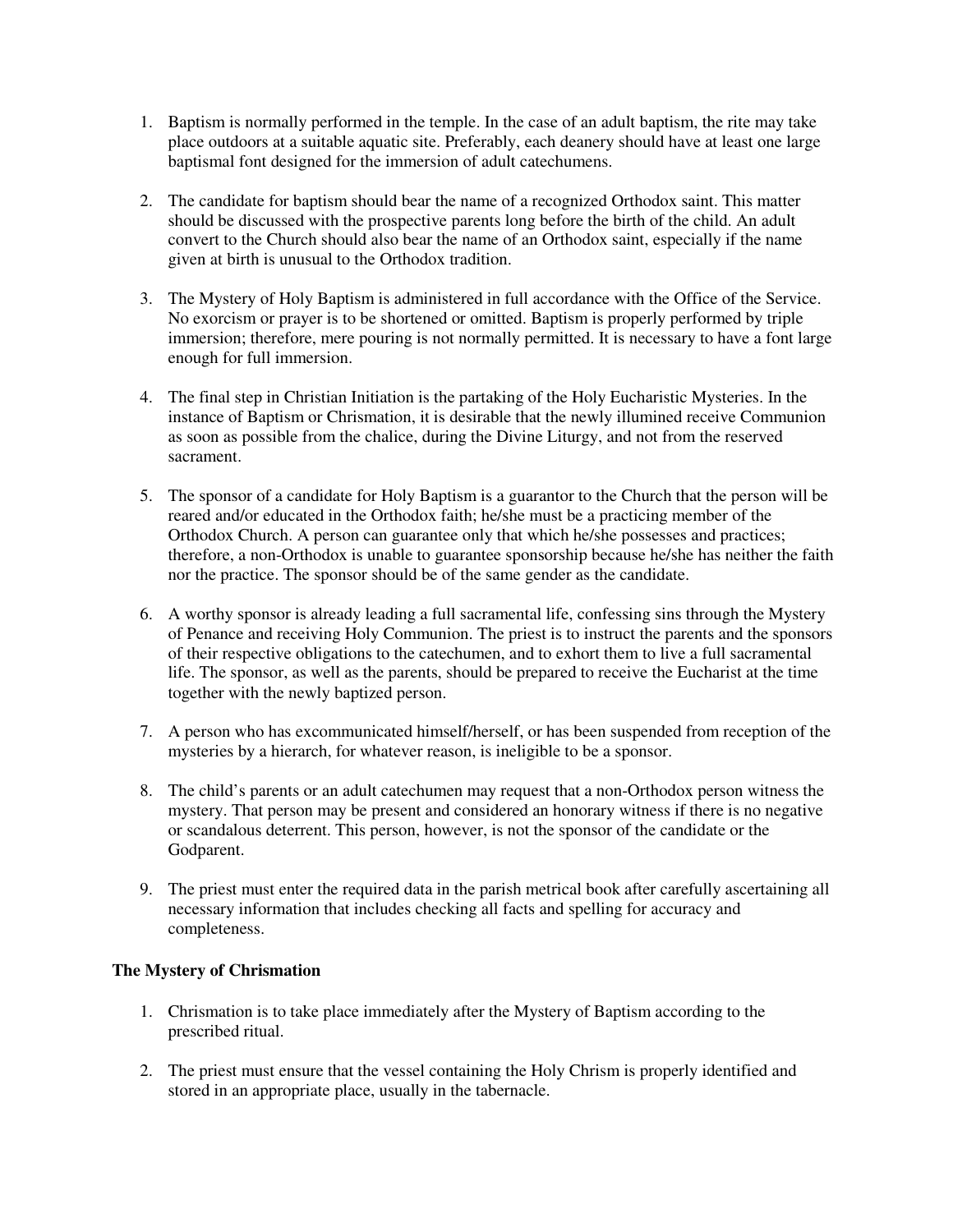1. Baptism is normally performed in the temple. In the case of an adult baptism, the rite may take place outdoors at a suitable aquatic site. Preferably, each deanery should have at least one large baptismal font designed for the immersion of adult catechumens.

2. The candidate for baptism should bear the name of a recognized Orthodox saint. This matter should be discussed with the prospective parents long before the birth of the child. An adult convert to the Church should also bear the name of an Orthodox saint, especially if the name given at birth is unusual to the Orthodox tradition.

3. The Mystery of Holy Baptism is administered in full accordance with the Office of the Service. No exorcism or prayer is to be shortened or omitted. Baptism is properly performed by triple immersion; therefore, mere pouring is not normally permitted. It is necessary to have a font large enough for full immersion.

4. The final step in Christian Initiation is the partaking of the Holy Eucharistic Mysteries. In the instance of Baptism or Chrismation, it is desirable that the newly illumined receive Communion as soon as possible from the chalice, during the Divine Liturgy, and not from the reserved sacrament.

5. The sponsor of a candidate for Holy Baptism is a guarantor to the Church that the person will be reared and/or educated in the Orthodox faith; he/she must be a practicing member of the Orthodox Church. A person can guarantee only that which he/she possesses and practices; therefore, a non-Orthodox is unable to guarantee sponsorship because he/she has neither the faith nor the practice. The sponsor should be of the same gender as the candidate.

6. A worthy sponsor is already leading a full sacramental life, confessing sins through the Mystery of Penance and receiving Holy Communion. The priest is to instruct the parents and the sponsors of their respective obligations to the catechumen, and to exhort them to live a full sacramental life. The sponsor, as well as the parents, should be prepared to receive the Eucharist at the time together with the newly baptized person.

7. A person who has excommunicated himself/herself, or has been suspended from reception of the mysteries by a hierarch, for whatever reason, is ineligible to be a sponsor.

8. The child's parents or an adult catechumen may request that a non-Orthodox person witness the mystery. That person may be present and considered an honorary witness if there is no negative or scandalous deterrent. This person, however, is not the sponsor of the candidate or the Godparent.

9. The priest must enter the required data in the parish metrical book after carefully ascertaining all necessary information that includes checking all facts and spelling for accuracy and completeness.

### The Mystery of Chrismation

1. Chrismation is to take place immediately after the Mystery of Baptism according to the prescribed ritual.

2. The priest must ensure that the vessel containing the Holy Chrism is properly identified and stored in an appropriate place, usually in the tabernacle.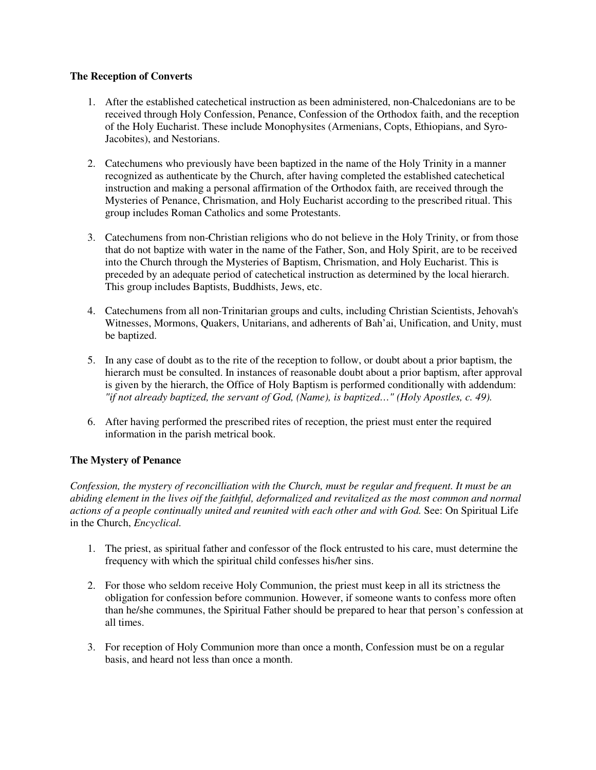**The Reception of Converts**

1. After the established catechetical instruction as been administered, non-Chalcedonians are to be received through Holy Confession, Penance, Confession of the Orthodox faith, and the reception of the Holy Eucharist. These include Monophysites (Armenians, Copts, Ethiopians, and Syro-Jacobites), and Nestorians.

2. Catechumens who previously have been baptized in the name of the Holy Trinity in a manner recognized as authenticate by the Church, after having completed the established catechetical instruction and making a personal affirmation of the Orthodox faith, are received through the Mysteries of Penance, Chrismation, and Holy Eucharist according to the prescribed ritual. This group includes Roman Catholics and some Protestants.

3. Catechumens from non-Christian religions who do not believe in the Holy Trinity, or from those that do not baptize with water in the name of the Father, Son, and Holy Spirit, are to be received into the Church through the Mysteries of Baptism, Chrismation, and Holy Eucharist. This is preceded by an adequate period of catechetical instruction as determined by the local hierarch. This group includes Baptists, Buddhists, Jews, etc.

4. Catechumens from all non-Trinitarian groups and cults, including Christian Scientists, Jehovah's Witnesses, Mormons, Quakers, Unitarians, and adherents of Bah'ai, Unification, and Unity, must be baptized.

5. In any case of doubt as to the rite of the reception to follow, or doubt about a prior baptism, the hierarch must be consulted. In instances of reasonable doubt about a prior baptism, after approval is given by the hierarch, the Office of Holy Baptism is performed conditionally with addendum: *"if not already baptized, the servant of God, (Name), is baptized…" (Holy Apostles, c. 49).*

6. After having performed the prescribed rites of reception, the priest must enter the required information in the parish metrical book.

**The Mystery of Penance**

*Confession, the mystery of reconcilliation with the Church, must be regular and frequent. It must be an abiding element in the lives oif the faithful, deformalized and revitalized as the most common and normal actions of a people continually united and reunited with each other and with God.* See: On Spiritual Life in the Church, *Encyclical.*

1. The priest, as spiritual father and confessor of the flock entrusted to his care, must determine the frequency with which the spiritual child confesses his/her sins.

2. For those who seldom receive Holy Communion, the priest must keep in all its strictness the obligation for confession before communion. However, if someone wants to confess more often than he/she communes, the Spiritual Father should be prepared to hear that person's confession at all times.

3. For reception of Holy Communion more than once a month, Confession must be on a regular basis, and heard not less than once a month.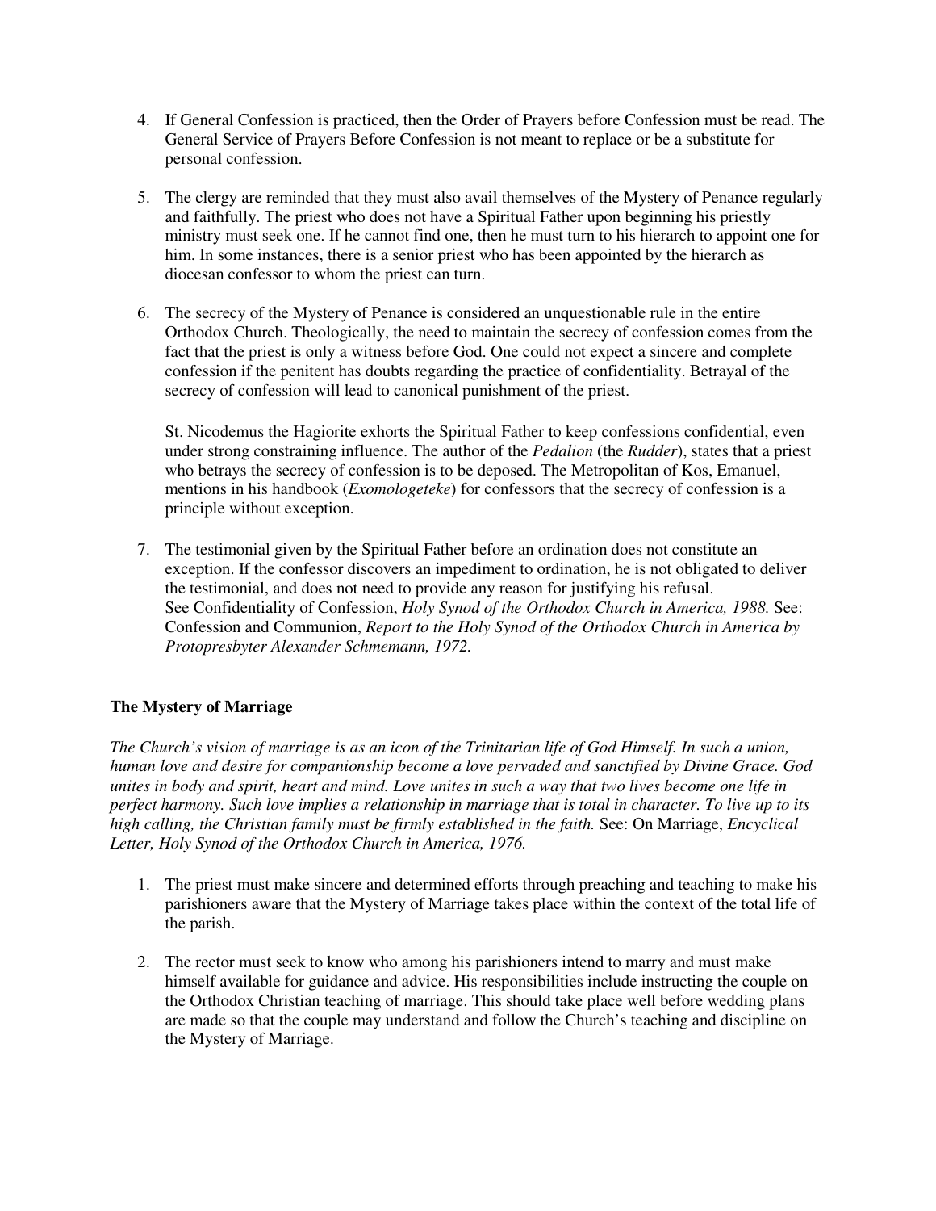4. If General Confession is practiced, then the Order of Prayers before Confession must be read. The General Service of Prayers Before Confession is not meant to replace or be a substitute for personal confession.

5. The clergy are reminded that they must also avail themselves of the Mystery of Penance regularly and faithfully. The priest who does not have a Spiritual Father upon beginning his priestly ministry must seek one. If he cannot find one, then he must turn to his hierarch to appoint one for him. In some instances, there is a senior priest who has been appointed by the hierarch as diocesan confessor to whom the priest can turn.

6. The secrecy of the Mystery of Penance is considered an unquestionable rule in the entire Orthodox Church. Theologically, the need to maintain the secrecy of confession comes from the fact that the priest is only a witness before God. One could not expect a sincere and complete confession if the penitent has doubts regarding the practice of confidentiality. Betrayal of the secrecy of confession will lead to canonical punishment of the priest.

   St. Nicodemus the Hagiorite exhorts the Spiritual Father to keep confessions confidential, even under strong constraining influence. The author of the *Pedalion* (the *Rudder*), states that a priest who betrays the secrecy of confession is to be deposed. The Metropolitan of Kos, Emanuel, mentions in his handbook (*Exomologeteke*) for confessors that the secrecy of confession is a principle without exception.

7. The testimonial given by the Spiritual Father before an ordination does not constitute an exception. If the confessor discovers an impediment to ordination, he is not obligated to deliver the testimonial, and does not need to provide any reason for justifying his refusal. See Confidentiality of Confession, *Holy Synod of the Orthodox Church in America, 1988.* See: Confession and Communion, *Report to the Holy Synod of the Orthodox Church in America by Protopresbyter Alexander Schmemann, 1972.*

## The Mystery of Marriage

*The Church's vision of marriage is as an icon of the Trinitarian life of God Himself. In such a union, human love and desire for companionship become a love pervaded and sanctified by Divine Grace. God unites in body and spirit, heart and mind. Love unites in such a way that two lives become one life in perfect harmony. Such love implies a relationship in marriage that is total in character. To live up to its high calling, the Christian family must be firmly established in the faith.* See: On Marriage, *Encyclical Letter, Holy Synod of the Orthodox Church in America, 1976.*

1. The priest must make sincere and determined efforts through preaching and teaching to make his parishioners aware that the Mystery of Marriage takes place within the context of the total life of the parish.

2. The rector must seek to know who among his parishioners intend to marry and must make himself available for guidance and advice. His responsibilities include instructing the couple on the Orthodox Christian teaching of marriage. This should take place well before wedding plans are made so that the couple may understand and follow the Church's teaching and discipline on the Mystery of Marriage.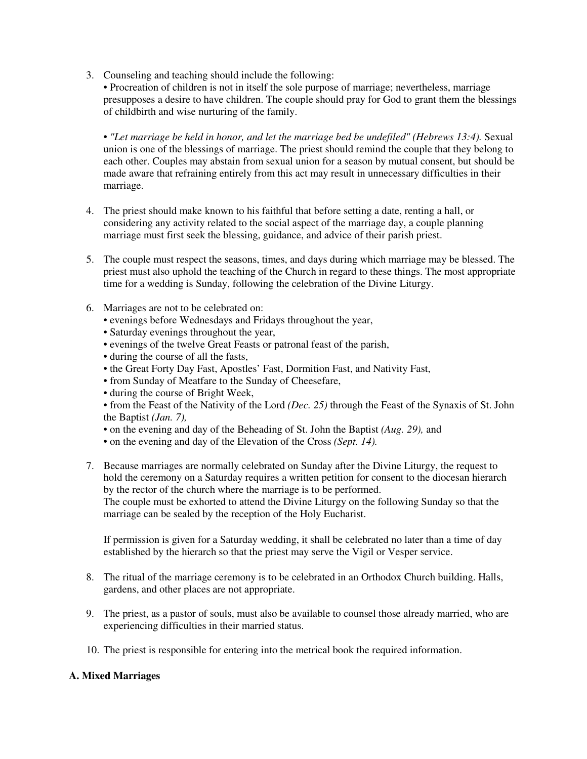3. Counseling and teaching should include the following:
   • Procreation of children is not in itself the sole purpose of marriage; nevertheless, marriage presupposes a desire to have children. The couple should pray for God to grant them the blessings of childbirth and wise nurturing of the family.

   • *"Let marriage be held in honor, and let the marriage bed be undefiled" (Hebrews 13:4).* Sexual union is one of the blessings of marriage. The priest should remind the couple that they belong to each other. Couples may abstain from sexual union for a season by mutual consent, but should be made aware that refraining entirely from this act may result in unnecessary difficulties in their marriage.

4. The priest should make known to his faithful that before setting a date, renting a hall, or considering any activity related to the social aspect of the marriage day, a couple planning marriage must first seek the blessing, guidance, and advice of their parish priest.

5. The couple must respect the seasons, times, and days during which marriage may be blessed. The priest must also uphold the teaching of the Church in regard to these things. The most appropriate time for a wedding is Sunday, following the celebration of the Divine Liturgy.

6. Marriages are not to be celebrated on:
   • evenings before Wednesdays and Fridays throughout the year,
   • Saturday evenings throughout the year,
   • evenings of the twelve Great Feasts or patronal feast of the parish,
   • during the course of all the fasts,
   • the Great Forty Day Fast, Apostles' Fast, Dormition Fast, and Nativity Fast,
   • from Sunday of Meatfare to the Sunday of Cheesefare,
   • during the course of Bright Week,
   • from the Feast of the Nativity of the Lord *(Dec. 25)* through the Feast of the Synaxis of St. John the Baptist *(Jan. 7),*
   • on the evening and day of the Beheading of St. John the Baptist *(Aug. 29),* and
   • on the evening and day of the Elevation of the Cross *(Sept. 14).*

7. Because marriages are normally celebrated on Sunday after the Divine Liturgy, the request to hold the ceremony on a Saturday requires a written petition for consent to the diocesan hierarch by the rector of the church where the marriage is to be performed.
   The couple must be exhorted to attend the Divine Liturgy on the following Sunday so that the marriage can be sealed by the reception of the Holy Eucharist.

   If permission is given for a Saturday wedding, it shall be celebrated no later than a time of day established by the hierarch so that the priest may serve the Vigil or Vesper service.

8. The ritual of the marriage ceremony is to be celebrated in an Orthodox Church building. Halls, gardens, and other places are not appropriate.

9. The priest, as a pastor of souls, must also be available to counsel those already married, who are experiencing difficulties in their married status.

10. The priest is responsible for entering into the metrical book the required information.

**A. Mixed Marriages**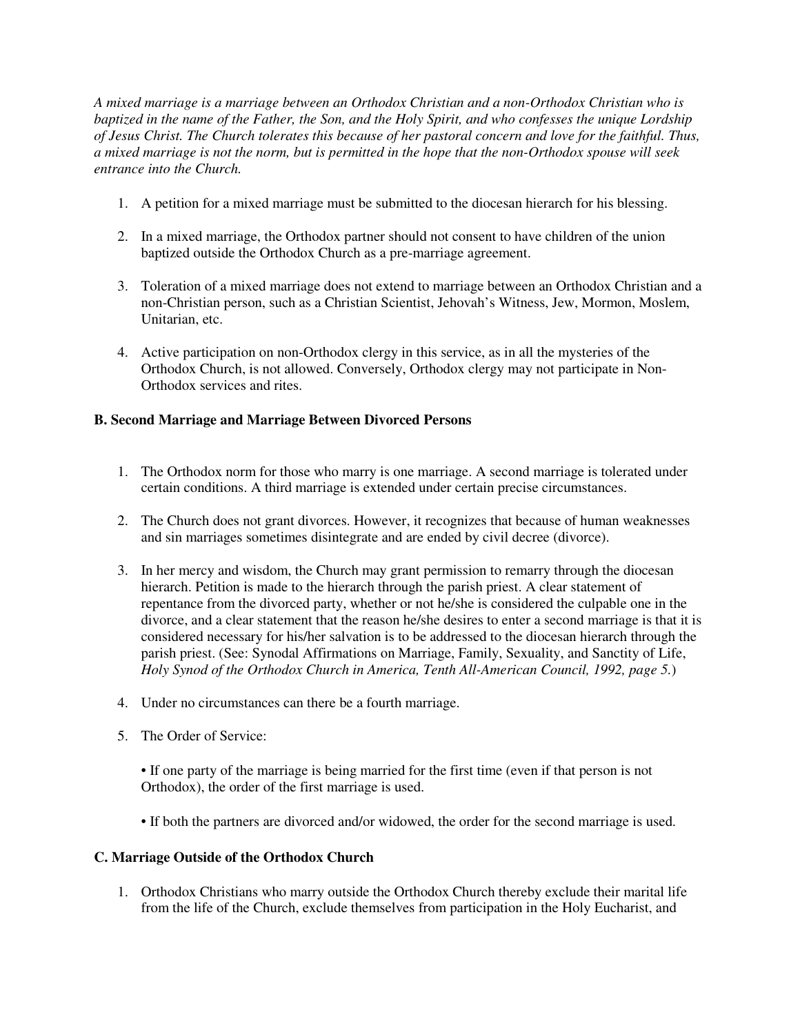*A mixed marriage is a marriage between an Orthodox Christian and a non-Orthodox Christian who is baptized in the name of the Father, the Son, and the Holy Spirit, and who confesses the unique Lordship of Jesus Christ. The Church tolerates this because of her pastoral concern and love for the faithful. Thus, a mixed marriage is not the norm, but is permitted in the hope that the non-Orthodox spouse will seek entrance into the Church.*

1. A petition for a mixed marriage must be submitted to the diocesan hierarch for his blessing.

2. In a mixed marriage, the Orthodox partner should not consent to have children of the union baptized outside the Orthodox Church as a pre-marriage agreement.

3. Toleration of a mixed marriage does not extend to marriage between an Orthodox Christian and a non-Christian person, such as a Christian Scientist, Jehovah's Witness, Jew, Mormon, Moslem, Unitarian, etc.

4. Active participation on non-Orthodox clergy in this service, as in all the mysteries of the Orthodox Church, is not allowed. Conversely, Orthodox clergy may not participate in Non-Orthodox services and rites.

**B. Second Marriage and Marriage Between Divorced Persons**

1. The Orthodox norm for those who marry is one marriage. A second marriage is tolerated under certain conditions. A third marriage is extended under certain precise circumstances.

2. The Church does not grant divorces. However, it recognizes that because of human weaknesses and sin marriages sometimes disintegrate and are ended by civil decree (divorce).

3. In her mercy and wisdom, the Church may grant permission to remarry through the diocesan hierarch. Petition is made to the hierarch through the parish priest. A clear statement of repentance from the divorced party, whether or not he/she is considered the culpable one in the divorce, and a clear statement that the reason he/she desires to enter a second marriage is that it is considered necessary for his/her salvation is to be addressed to the diocesan hierarch through the parish priest. (See: Synodal Affirmations on Marriage, Family, Sexuality, and Sanctity of Life, *Holy Synod of the Orthodox Church in America, Tenth All-American Council, 1992, page 5.*)

4. Under no circumstances can there be a fourth marriage.

5. The Order of Service:

   • If one party of the marriage is being married for the first time (even if that person is not Orthodox), the order of the first marriage is used.

   • If both the partners are divorced and/or widowed, the order for the second marriage is used.

**C. Marriage Outside of the Orthodox Church**

1. Orthodox Christians who marry outside the Orthodox Church thereby exclude their marital life from the life of the Church, exclude themselves from participation in the Holy Eucharist, and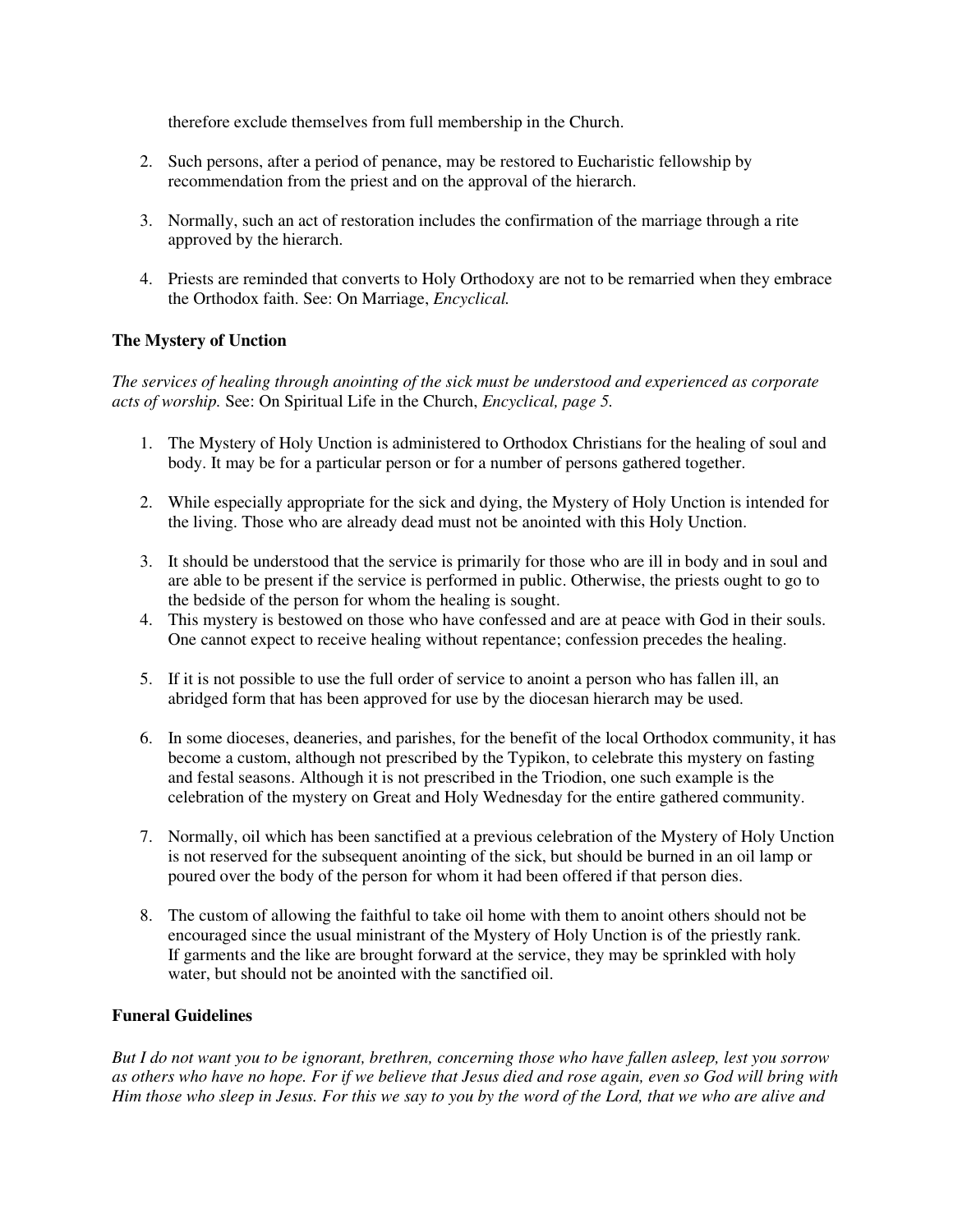therefore exclude themselves from full membership in the Church.

2. Such persons, after a period of penance, may be restored to Eucharistic fellowship by recommendation from the priest and on the approval of the hierarch.

3. Normally, such an act of restoration includes the confirmation of the marriage through a rite approved by the hierarch.

4. Priests are reminded that converts to Holy Orthodoxy are not to be remarried when they embrace the Orthodox faith. See: On Marriage, *Encyclical.*

**The Mystery of Unction**

*The services of healing through anointing of the sick must be understood and experienced as corporate acts of worship.* See: On Spiritual Life in the Church, *Encyclical, page 5.*

1. The Mystery of Holy Unction is administered to Orthodox Christians for the healing of soul and body. It may be for a particular person or for a number of persons gathered together.

2. While especially appropriate for the sick and dying, the Mystery of Holy Unction is intended for the living. Those who are already dead must not be anointed with this Holy Unction.

3. It should be understood that the service is primarily for those who are ill in body and in soul and are able to be present if the service is performed in public. Otherwise, the priests ought to go to the bedside of the person for whom the healing is sought.

4. This mystery is bestowed on those who have confessed and are at peace with God in their souls. One cannot expect to receive healing without repentance; confession precedes the healing.

5. If it is not possible to use the full order of service to anoint a person who has fallen ill, an abridged form that has been approved for use by the diocesan hierarch may be used.

6. In some dioceses, deaneries, and parishes, for the benefit of the local Orthodox community, it has become a custom, although not prescribed by the Typikon, to celebrate this mystery on fasting and festal seasons. Although it is not prescribed in the Triodion, one such example is the celebration of the mystery on Great and Holy Wednesday for the entire gathered community.

7. Normally, oil which has been sanctified at a previous celebration of the Mystery of Holy Unction is not reserved for the subsequent anointing of the sick, but should be burned in an oil lamp or poured over the body of the person for whom it had been offered if that person dies.

8. The custom of allowing the faithful to take oil home with them to anoint others should not be encouraged since the usual ministrant of the Mystery of Holy Unction is of the priestly rank. If garments and the like are brought forward at the service, they may be sprinkled with holy water, but should not be anointed with the sanctified oil.

**Funeral Guidelines**

*But I do not want you to be ignorant, brethren, concerning those who have fallen asleep, lest you sorrow as others who have no hope. For if we believe that Jesus died and rose again, even so God will bring with Him those who sleep in Jesus. For this we say to you by the word of the Lord, that we who are alive and*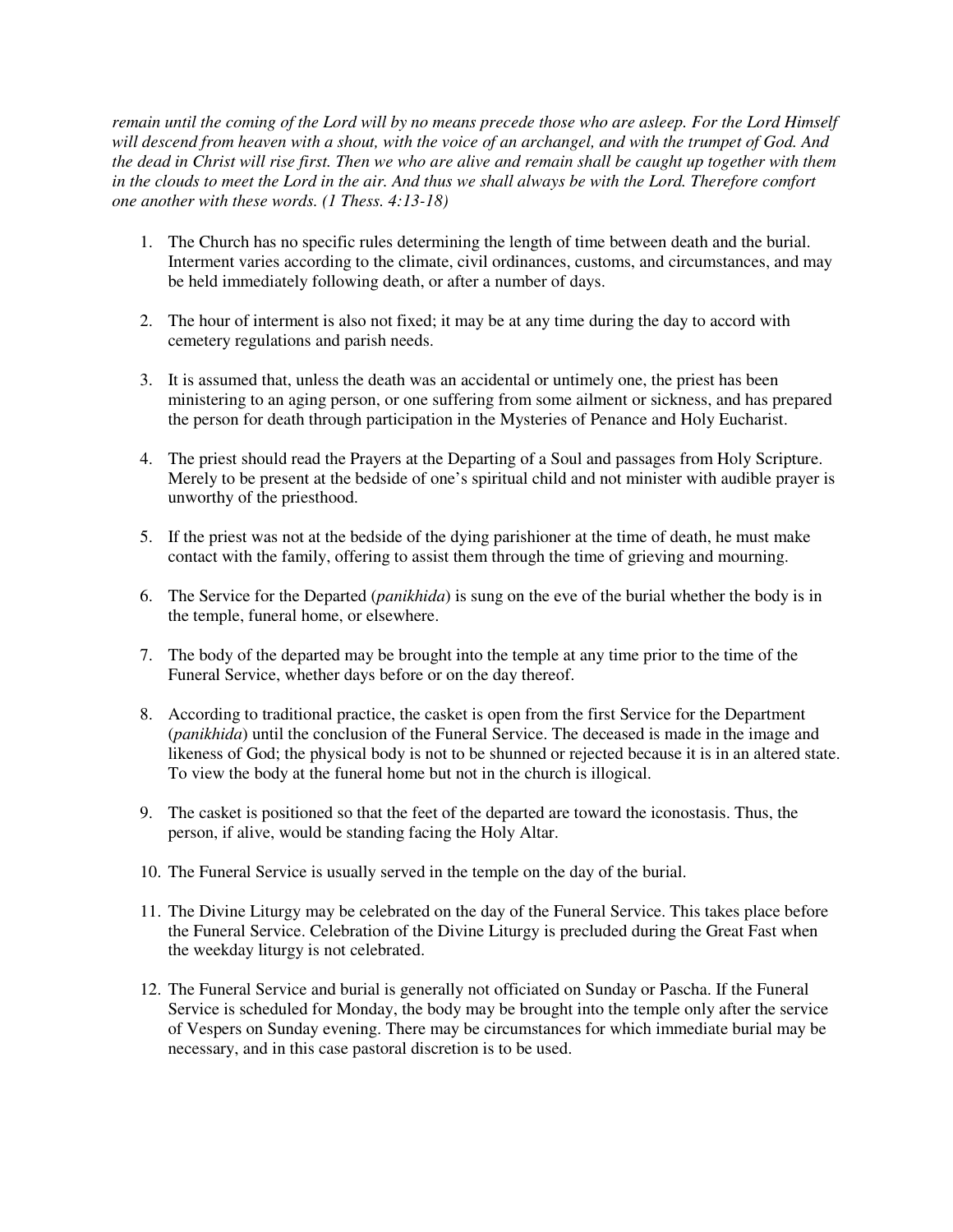*remain until the coming of the Lord will by no means precede those who are asleep. For the Lord Himself will descend from heaven with a shout, with the voice of an archangel, and with the trumpet of God. And the dead in Christ will rise first. Then we who are alive and remain shall be caught up together with them in the clouds to meet the Lord in the air. And thus we shall always be with the Lord. Therefore comfort one another with these words. (1 Thess. 4:13-18)*

1. The Church has no specific rules determining the length of time between death and the burial. Interment varies according to the climate, civil ordinances, customs, and circumstances, and may be held immediately following death, or after a number of days.

2. The hour of interment is also not fixed; it may be at any time during the day to accord with cemetery regulations and parish needs.

3. It is assumed that, unless the death was an accidental or untimely one, the priest has been ministering to an aging person, or one suffering from some ailment or sickness, and has prepared the person for death through participation in the Mysteries of Penance and Holy Eucharist.

4. The priest should read the Prayers at the Departing of a Soul and passages from Holy Scripture. Merely to be present at the bedside of one's spiritual child and not minister with audible prayer is unworthy of the priesthood.

5. If the priest was not at the bedside of the dying parishioner at the time of death, he must make contact with the family, offering to assist them through the time of grieving and mourning.

6. The Service for the Departed (*panikhida*) is sung on the eve of the burial whether the body is in the temple, funeral home, or elsewhere.

7. The body of the departed may be brought into the temple at any time prior to the time of the Funeral Service, whether days before or on the day thereof.

8. According to traditional practice, the casket is open from the first Service for the Department (*panikhida*) until the conclusion of the Funeral Service. The deceased is made in the image and likeness of God; the physical body is not to be shunned or rejected because it is in an altered state. To view the body at the funeral home but not in the church is illogical.

9. The casket is positioned so that the feet of the departed are toward the iconostasis. Thus, the person, if alive, would be standing facing the Holy Altar.

10. The Funeral Service is usually served in the temple on the day of the burial.

11. The Divine Liturgy may be celebrated on the day of the Funeral Service. This takes place before the Funeral Service. Celebration of the Divine Liturgy is precluded during the Great Fast when the weekday liturgy is not celebrated.

12. The Funeral Service and burial is generally not officiated on Sunday or Pascha. If the Funeral Service is scheduled for Monday, the body may be brought into the temple only after the service of Vespers on Sunday evening. There may be circumstances for which immediate burial may be necessary, and in this case pastoral discretion is to be used.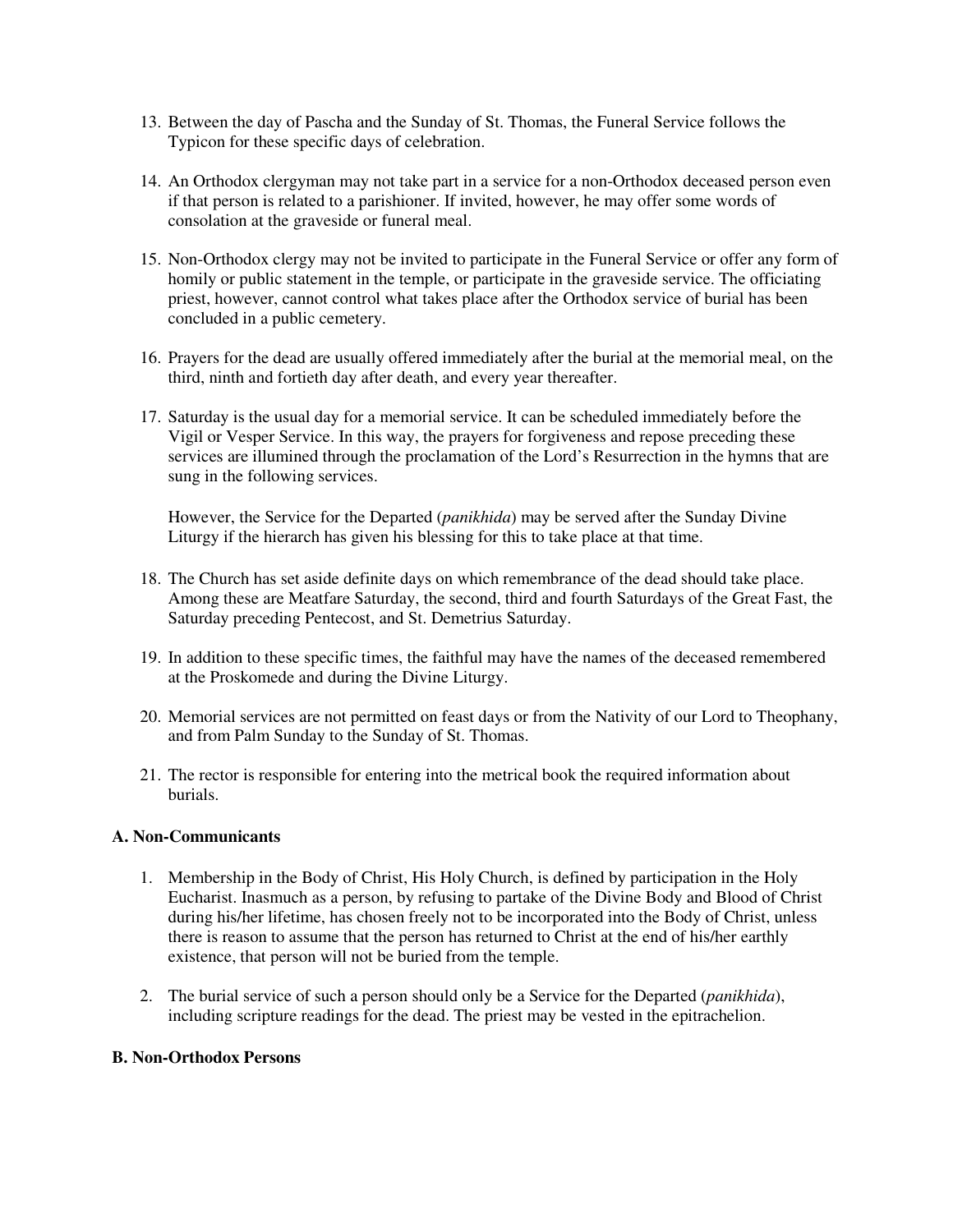13. Between the day of Pascha and the Sunday of St. Thomas, the Funeral Service follows the Typicon for these specific days of celebration.

14. An Orthodox clergyman may not take part in a service for a non-Orthodox deceased person even if that person is related to a parishioner. If invited, however, he may offer some words of consolation at the graveside or funeral meal.

15. Non-Orthodox clergy may not be invited to participate in the Funeral Service or offer any form of homily or public statement in the temple, or participate in the graveside service. The officiating priest, however, cannot control what takes place after the Orthodox service of burial has been concluded in a public cemetery.

16. Prayers for the dead are usually offered immediately after the burial at the memorial meal, on the third, ninth and fortieth day after death, and every year thereafter.

17. Saturday is the usual day for a memorial service. It can be scheduled immediately before the Vigil or Vesper Service. In this way, the prayers for forgiveness and repose preceding these services are illumined through the proclamation of the Lord's Resurrection in the hymns that are sung in the following services.

    However, the Service for the Departed (*panikhida*) may be served after the Sunday Divine Liturgy if the hierarch has given his blessing for this to take place at that time.

18. The Church has set aside definite days on which remembrance of the dead should take place. Among these are Meatfare Saturday, the second, third and fourth Saturdays of the Great Fast, the Saturday preceding Pentecost, and St. Demetrius Saturday.

19. In addition to these specific times, the faithful may have the names of the deceased remembered at the Proskomede and during the Divine Liturgy.

20. Memorial services are not permitted on feast days or from the Nativity of our Lord to Theophany, and from Palm Sunday to the Sunday of St. Thomas.

21. The rector is responsible for entering into the metrical book the required information about burials.

### A. Non-Communicants

1. Membership in the Body of Christ, His Holy Church, is defined by participation in the Holy Eucharist. Inasmuch as a person, by refusing to partake of the Divine Body and Blood of Christ during his/her lifetime, has chosen freely not to be incorporated into the Body of Christ, unless there is reason to assume that the person has returned to Christ at the end of his/her earthly existence, that person will not be buried from the temple.

2. The burial service of such a person should only be a Service for the Departed (*panikhida*), including scripture readings for the dead. The priest may be vested in the epitrachelion.

### B. Non-Orthodox Persons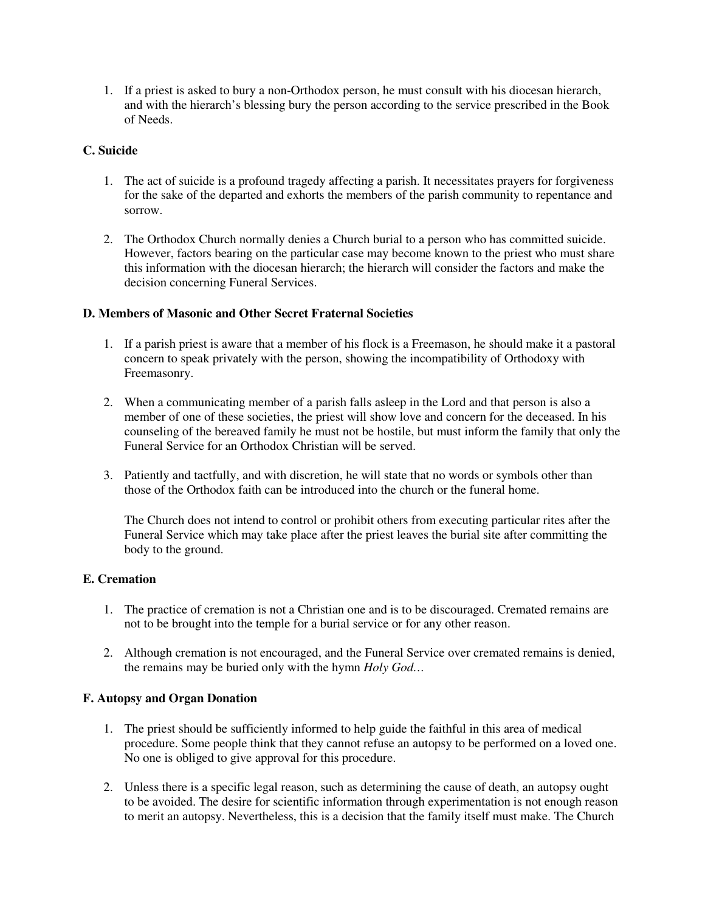1. If a priest is asked to bury a non-Orthodox person, he must consult with his diocesan hierarch, and with the hierarch's blessing bury the person according to the service prescribed in the Book of Needs.

### C. Suicide

1. The act of suicide is a profound tragedy affecting a parish. It necessitates prayers for forgiveness for the sake of the departed and exhorts the members of the parish community to repentance and sorrow.

2. The Orthodox Church normally denies a Church burial to a person who has committed suicide. However, factors bearing on the particular case may become known to the priest who must share this information with the diocesan hierarch; the hierarch will consider the factors and make the decision concerning Funeral Services.

### D. Members of Masonic and Other Secret Fraternal Societies

1. If a parish priest is aware that a member of his flock is a Freemason, he should make it a pastoral concern to speak privately with the person, showing the incompatibility of Orthodoxy with Freemasonry.

2. When a communicating member of a parish falls asleep in the Lord and that person is also a member of one of these societies, the priest will show love and concern for the deceased. In his counseling of the bereaved family he must not be hostile, but must inform the family that only the Funeral Service for an Orthodox Christian will be served.

3. Patiently and tactfully, and with discretion, he will state that no words or symbols other than those of the Orthodox faith can be introduced into the church or the funeral home.

   The Church does not intend to control or prohibit others from executing particular rites after the Funeral Service which may take place after the priest leaves the burial site after committing the body to the ground.

### E. Cremation

1. The practice of cremation is not a Christian one and is to be discouraged. Cremated remains are not to be brought into the temple for a burial service or for any other reason.

2. Although cremation is not encouraged, and the Funeral Service over cremated remains is denied, the remains may be buried only with the hymn *Holy God…*

### F. Autopsy and Organ Donation

1. The priest should be sufficiently informed to help guide the faithful in this area of medical procedure. Some people think that they cannot refuse an autopsy to be performed on a loved one. No one is obliged to give approval for this procedure.

2. Unless there is a specific legal reason, such as determining the cause of death, an autopsy ought to be avoided. The desire for scientific information through experimentation is not enough reason to merit an autopsy. Nevertheless, this is a decision that the family itself must make. The Church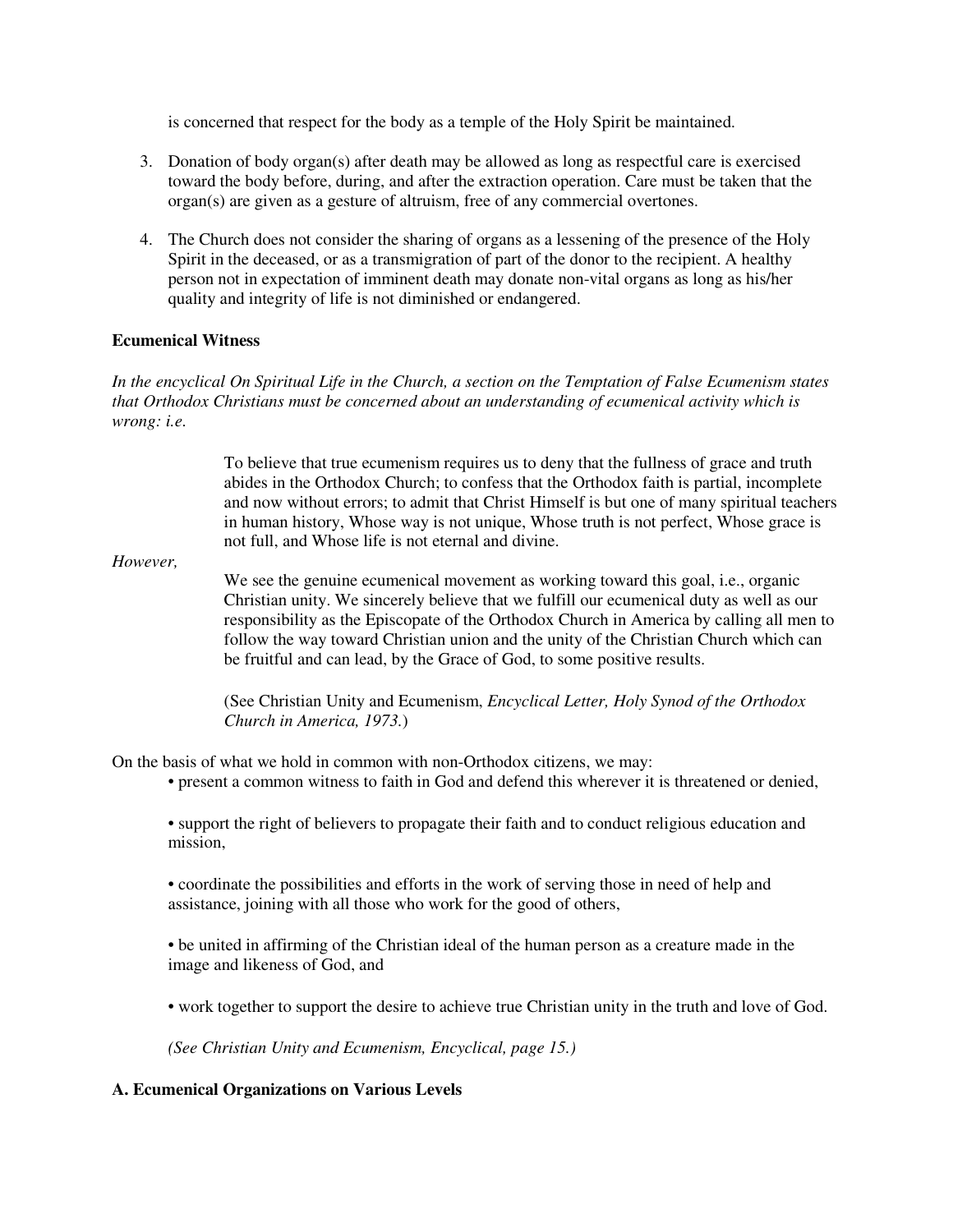is concerned that respect for the body as a temple of the Holy Spirit be maintained.

3. Donation of body organ(s) after death may be allowed as long as respectful care is exercised toward the body before, during, and after the extraction operation. Care must be taken that the organ(s) are given as a gesture of altruism, free of any commercial overtones.

4. The Church does not consider the sharing of organs as a lessening of the presence of the Holy Spirit in the deceased, or as a transmigration of part of the donor to the recipient. A healthy person not in expectation of imminent death may donate non-vital organs as long as his/her quality and integrity of life is not diminished or endangered.

**Ecumenical Witness**

*In the encyclical On Spiritual Life in the Church, a section on the Temptation of False Ecumenism states that Orthodox Christians must be concerned about an understanding of ecumenical activity which is wrong: i.e.*

> To believe that true ecumenism requires us to deny that the fullness of grace and truth abides in the Orthodox Church; to confess that the Orthodox faith is partial, incomplete and now without errors; to admit that Christ Himself is but one of many spiritual teachers in human history, Whose way is not unique, Whose truth is not perfect, Whose grace is not full, and Whose life is not eternal and divine.

*However,*

> We see the genuine ecumenical movement as working toward this goal, i.e., organic Christian unity. We sincerely believe that we fulfill our ecumenical duty as well as our responsibility as the Episcopate of the Orthodox Church in America by calling all men to follow the way toward Christian union and the unity of the Christian Church which can be fruitful and can lead, by the Grace of God, to some positive results.
>
> (See Christian Unity and Ecumenism, *Encyclical Letter, Holy Synod of the Orthodox Church in America, 1973.*)

On the basis of what we hold in common with non-Orthodox citizens, we may:

- present a common witness to faith in God and defend this wherever it is threatened or denied,
- support the right of believers to propagate their faith and to conduct religious education and mission,
- coordinate the possibilities and efforts in the work of serving those in need of help and assistance, joining with all those who work for the good of others,
- be united in affirming of the Christian ideal of the human person as a creature made in the image and likeness of God, and
- work together to support the desire to achieve true Christian unity in the truth and love of God.

*(See Christian Unity and Ecumenism, Encyclical, page 15.)*

**A. Ecumenical Organizations on Various Levels**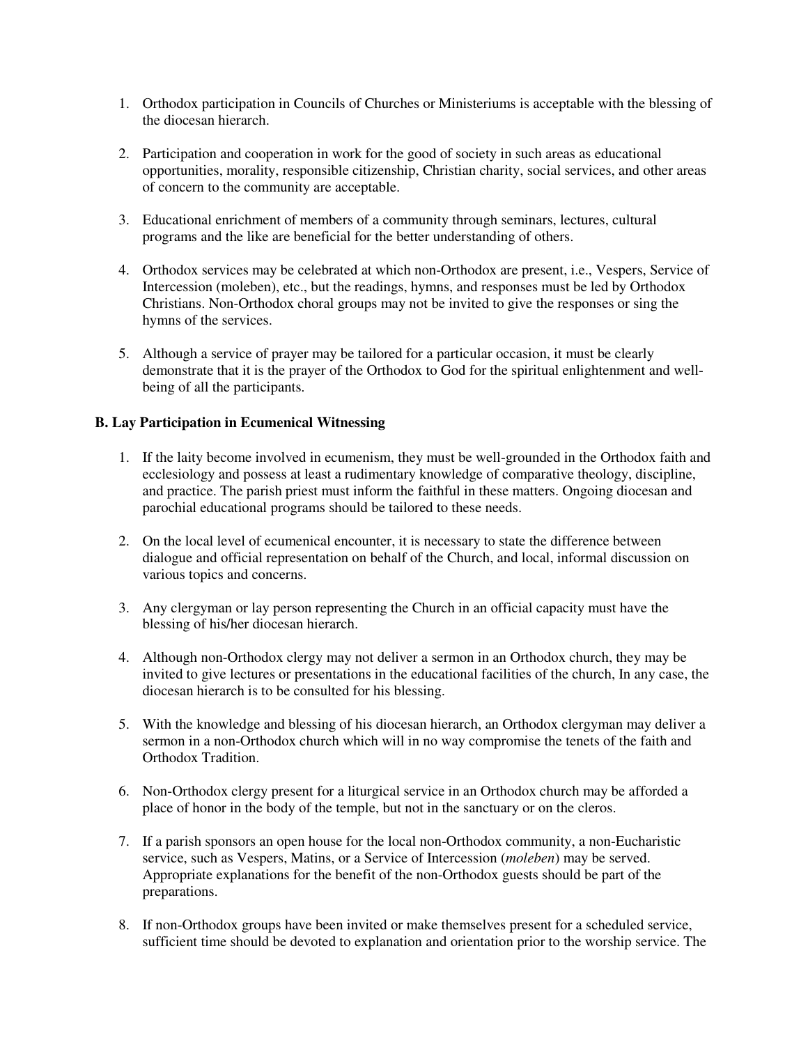1. Orthodox participation in Councils of Churches or Ministeriums is acceptable with the blessing of the diocesan hierarch.

2. Participation and cooperation in work for the good of society in such areas as educational opportunities, morality, responsible citizenship, Christian charity, social services, and other areas of concern to the community are acceptable.

3. Educational enrichment of members of a community through seminars, lectures, cultural programs and the like are beneficial for the better understanding of others.

4. Orthodox services may be celebrated at which non-Orthodox are present, i.e., Vespers, Service of Intercession (moleben), etc., but the readings, hymns, and responses must be led by Orthodox Christians. Non-Orthodox choral groups may not be invited to give the responses or sing the hymns of the services.

5. Although a service of prayer may be tailored for a particular occasion, it must be clearly demonstrate that it is the prayer of the Orthodox to God for the spiritual enlightenment and well-being of all the participants.

**B. Lay Participation in Ecumenical Witnessing**

1. If the laity become involved in ecumenism, they must be well-grounded in the Orthodox faith and ecclesiology and possess at least a rudimentary knowledge of comparative theology, discipline, and practice. The parish priest must inform the faithful in these matters. Ongoing diocesan and parochial educational programs should be tailored to these needs.

2. On the local level of ecumenical encounter, it is necessary to state the difference between dialogue and official representation on behalf of the Church, and local, informal discussion on various topics and concerns.

3. Any clergyman or lay person representing the Church in an official capacity must have the blessing of his/her diocesan hierarch.

4. Although non-Orthodox clergy may not deliver a sermon in an Orthodox church, they may be invited to give lectures or presentations in the educational facilities of the church, In any case, the diocesan hierarch is to be consulted for his blessing.

5. With the knowledge and blessing of his diocesan hierarch, an Orthodox clergyman may deliver a sermon in a non-Orthodox church which will in no way compromise the tenets of the faith and Orthodox Tradition.

6. Non-Orthodox clergy present for a liturgical service in an Orthodox church may be afforded a place of honor in the body of the temple, but not in the sanctuary or on the cleros.

7. If a parish sponsors an open house for the local non-Orthodox community, a non-Eucharistic service, such as Vespers, Matins, or a Service of Intercession (*moleben*) may be served. Appropriate explanations for the benefit of the non-Orthodox guests should be part of the preparations.

8. If non-Orthodox groups have been invited or make themselves present for a scheduled service, sufficient time should be devoted to explanation and orientation prior to the worship service. The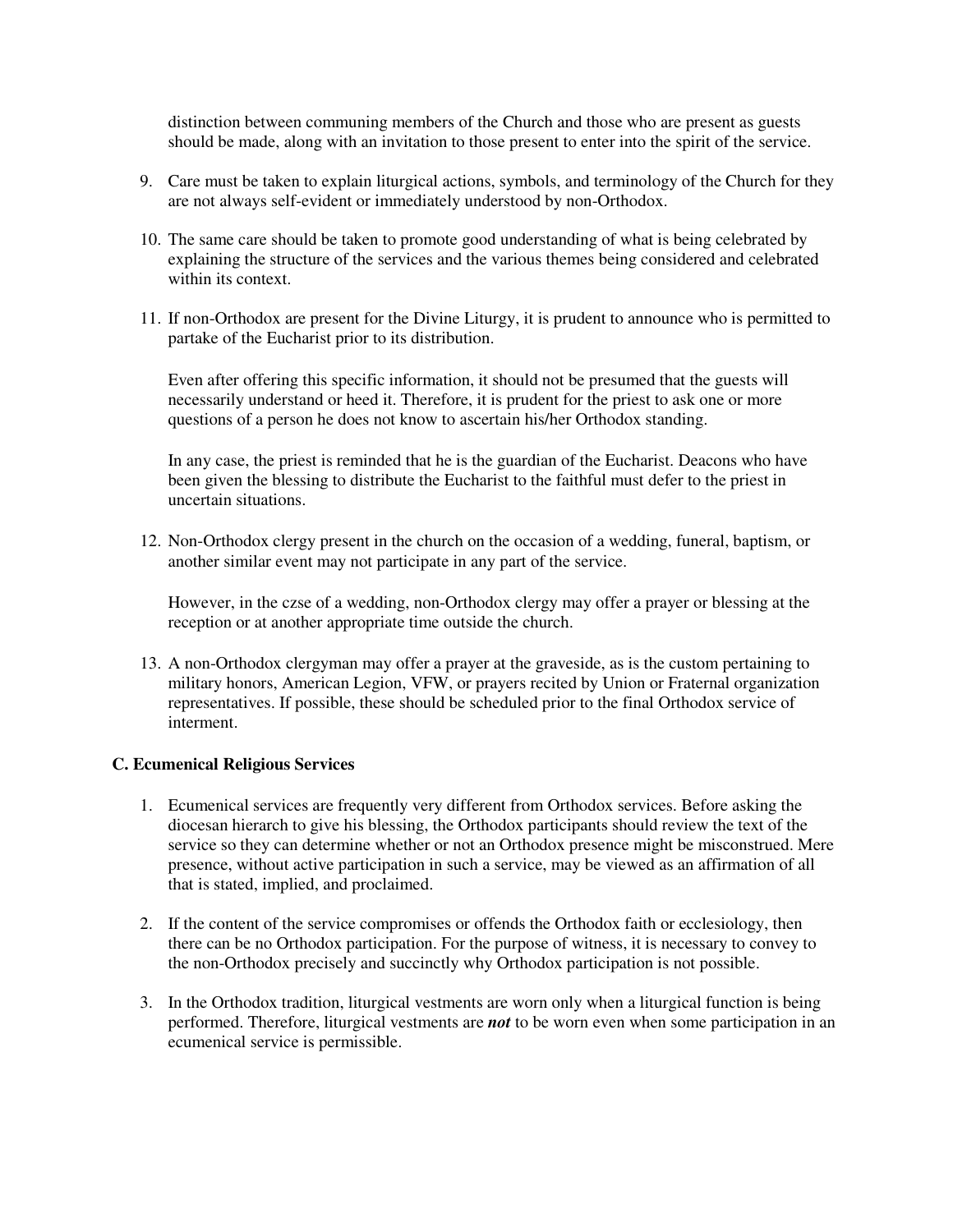distinction between communing members of the Church and those who are present as guests should be made, along with an invitation to those present to enter into the spirit of the service.

9. Care must be taken to explain liturgical actions, symbols, and terminology of the Church for they are not always self-evident or immediately understood by non-Orthodox.

10. The same care should be taken to promote good understanding of what is being celebrated by explaining the structure of the services and the various themes being considered and celebrated within its context.

11. If non-Orthodox are present for the Divine Liturgy, it is prudent to announce who is permitted to partake of the Eucharist prior to its distribution.

    Even after offering this specific information, it should not be presumed that the guests will necessarily understand or heed it. Therefore, it is prudent for the priest to ask one or more questions of a person he does not know to ascertain his/her Orthodox standing.

    In any case, the priest is reminded that he is the guardian of the Eucharist. Deacons who have been given the blessing to distribute the Eucharist to the faithful must defer to the priest in uncertain situations.

12. Non-Orthodox clergy present in the church on the occasion of a wedding, funeral, baptism, or another similar event may not participate in any part of the service.

    However, in the czse of a wedding, non-Orthodox clergy may offer a prayer or blessing at the reception or at another appropriate time outside the church.

13. A non-Orthodox clergyman may offer a prayer at the graveside, as is the custom pertaining to military honors, American Legion, VFW, or prayers recited by Union or Fraternal organization representatives. If possible, these should be scheduled prior to the final Orthodox service of interment.

### C. Ecumenical Religious Services

1. Ecumenical services are frequently very different from Orthodox services. Before asking the diocesan hierarch to give his blessing, the Orthodox participants should review the text of the service so they can determine whether or not an Orthodox presence might be misconstrued. Mere presence, without active participation in such a service, may be viewed as an affirmation of all that is stated, implied, and proclaimed.

2. If the content of the service compromises or offends the Orthodox faith or ecclesiology, then there can be no Orthodox participation. For the purpose of witness, it is necessary to convey to the non-Orthodox precisely and succinctly why Orthodox participation is not possible.

3. In the Orthodox tradition, liturgical vestments are worn only when a liturgical function is being performed. Therefore, liturgical vestments are ***not*** to be worn even when some participation in an ecumenical service is permissible.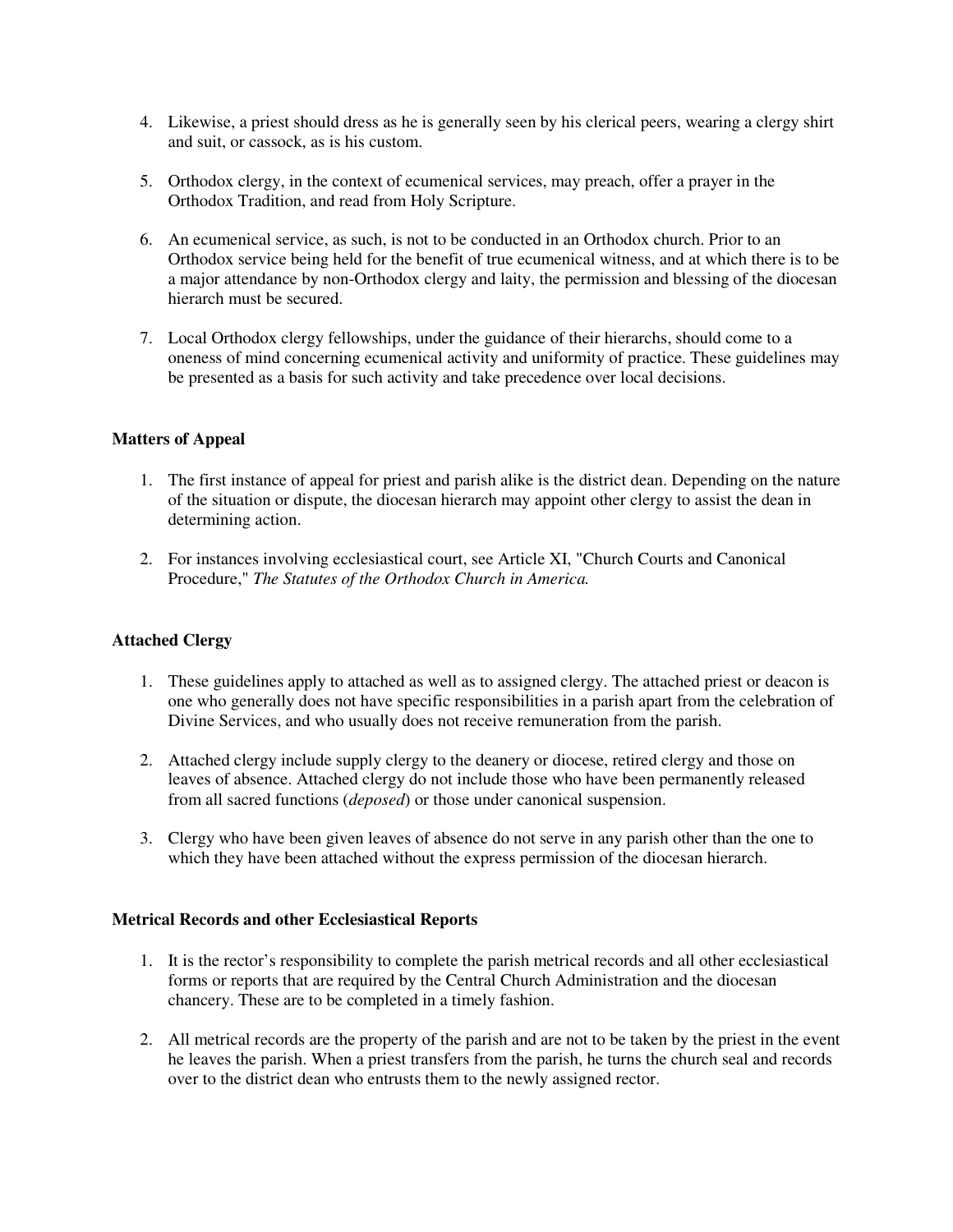4. Likewise, a priest should dress as he is generally seen by his clerical peers, wearing a clergy shirt and suit, or cassock, as is his custom.

5. Orthodox clergy, in the context of ecumenical services, may preach, offer a prayer in the Orthodox Tradition, and read from Holy Scripture.

6. An ecumenical service, as such, is not to be conducted in an Orthodox church. Prior to an Orthodox service being held for the benefit of true ecumenical witness, and at which there is to be a major attendance by non-Orthodox clergy and laity, the permission and blessing of the diocesan hierarch must be secured.

7. Local Orthodox clergy fellowships, under the guidance of their hierarchs, should come to a oneness of mind concerning ecumenical activity and uniformity of practice. These guidelines may be presented as a basis for such activity and take precedence over local decisions.

### Matters of Appeal

1. The first instance of appeal for priest and parish alike is the district dean. Depending on the nature of the situation or dispute, the diocesan hierarch may appoint other clergy to assist the dean in determining action.

2. For instances involving ecclesiastical court, see Article XI, "Church Courts and Canonical Procedure," *The Statutes of the Orthodox Church in America.*

### Attached Clergy

1. These guidelines apply to attached as well as to assigned clergy. The attached priest or deacon is one who generally does not have specific responsibilities in a parish apart from the celebration of Divine Services, and who usually does not receive remuneration from the parish.

2. Attached clergy include supply clergy to the deanery or diocese, retired clergy and those on leaves of absence. Attached clergy do not include those who have been permanently released from all sacred functions (*deposed*) or those under canonical suspension.

3. Clergy who have been given leaves of absence do not serve in any parish other than the one to which they have been attached without the express permission of the diocesan hierarch.

### Metrical Records and other Ecclesiastical Reports

1. It is the rector's responsibility to complete the parish metrical records and all other ecclesiastical forms or reports that are required by the Central Church Administration and the diocesan chancery. These are to be completed in a timely fashion.

2. All metrical records are the property of the parish and are not to be taken by the priest in the event he leaves the parish. When a priest transfers from the parish, he turns the church seal and records over to the district dean who entrusts them to the newly assigned rector.